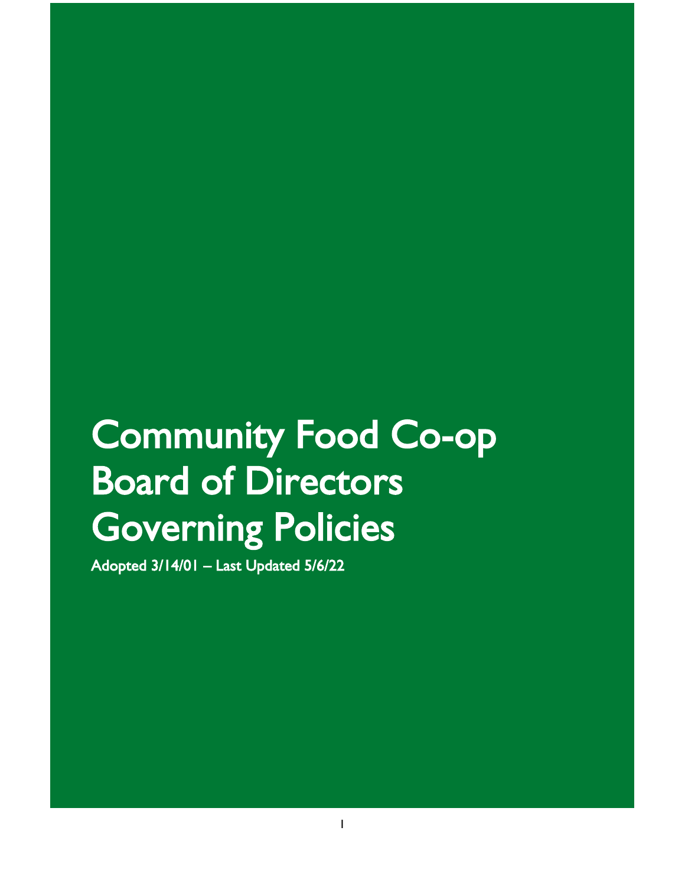# Community Food Co-op Board of Directors Governing Policies

**Adopted 3/14/01 – Last Updated 5/6/22**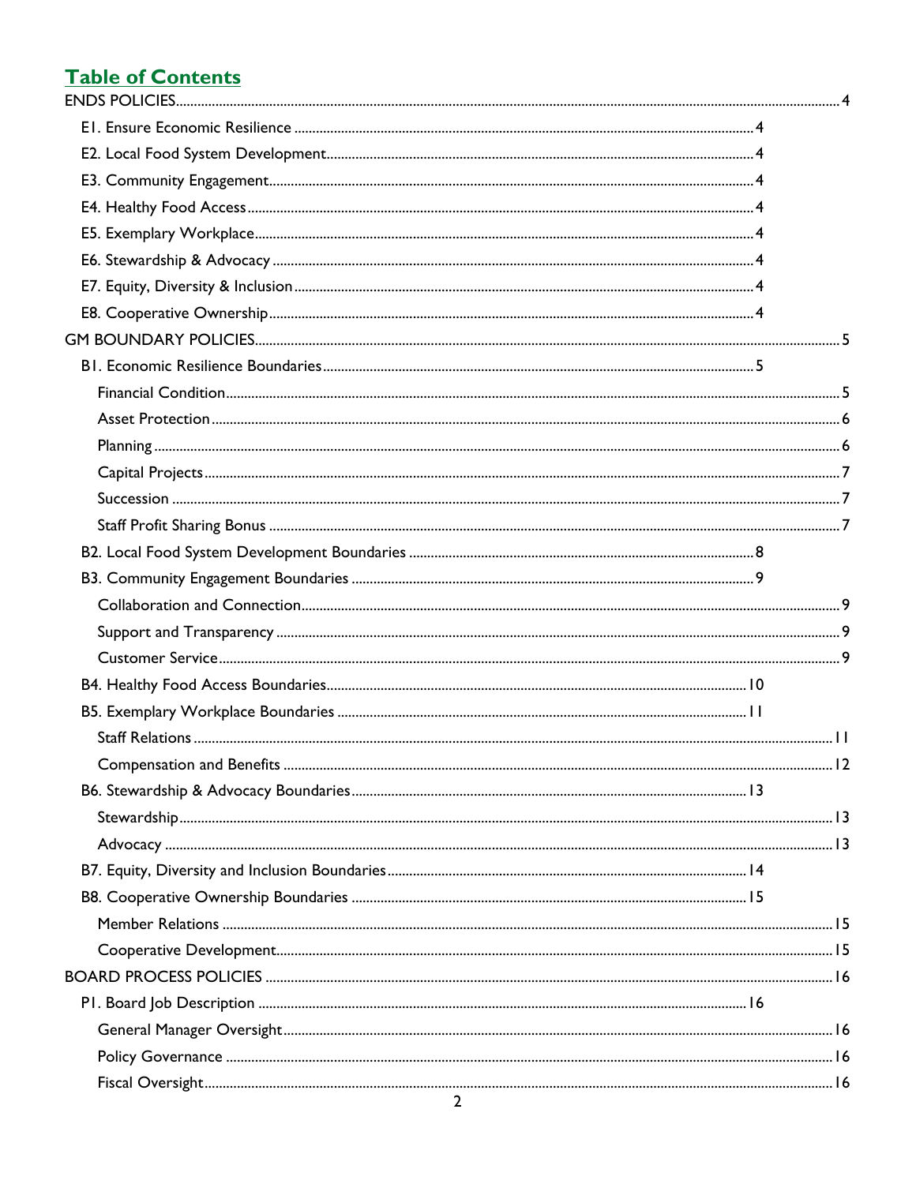## Table of Contents

- ENDS POLICIES ... 4
  - E1. Ensure Economic Resilience ... 4
  - E2. Local Food System Development ... 4
  - E3. Community Engagement ... 4
  - E4. Healthy Food Access ... 4
  - E5. Exemplary Workplace ... 4
  - E6. Stewardship & Advocacy ... 4
  - E7. Equity, Diversity & Inclusion ... 4
  - E8. Cooperative Ownership ... 4
- GM BOUNDARY POLICIES ... 5
  - B1. Economic Resilience Boundaries ... 5
    - Financial Condition ... 5
    - Asset Protection ... 6
    - Planning ... 6
    - Capital Projects ... 7
    - Succession ... 7
    - Staff Profit Sharing Bonus ... 7
  - B2. Local Food System Development Boundaries ... 8
  - B3. Community Engagement Boundaries ... 9
    - Collaboration and Connection ... 9
    - Support and Transparency ... 9
    - Customer Service ... 9
  - B4. Healthy Food Access Boundaries ... 10
  - B5. Exemplary Workplace Boundaries ... 11
    - Staff Relations ... 11
    - Compensation and Benefits ... 12
  - B6. Stewardship & Advocacy Boundaries ... 13
    - Stewardship ... 13
    - Advocacy ... 13
  - B7. Equity, Diversity and Inclusion Boundaries ... 14
  - B8. Cooperative Ownership Boundaries ... 15
    - Member Relations ... 15
    - Cooperative Development ... 15
- BOARD PROCESS POLICIES ... 16
  - P1. Board Job Description ... 16
    - General Manager Oversight ... 16
    - Policy Governance ... 16
    - Fiscal Oversight ... 16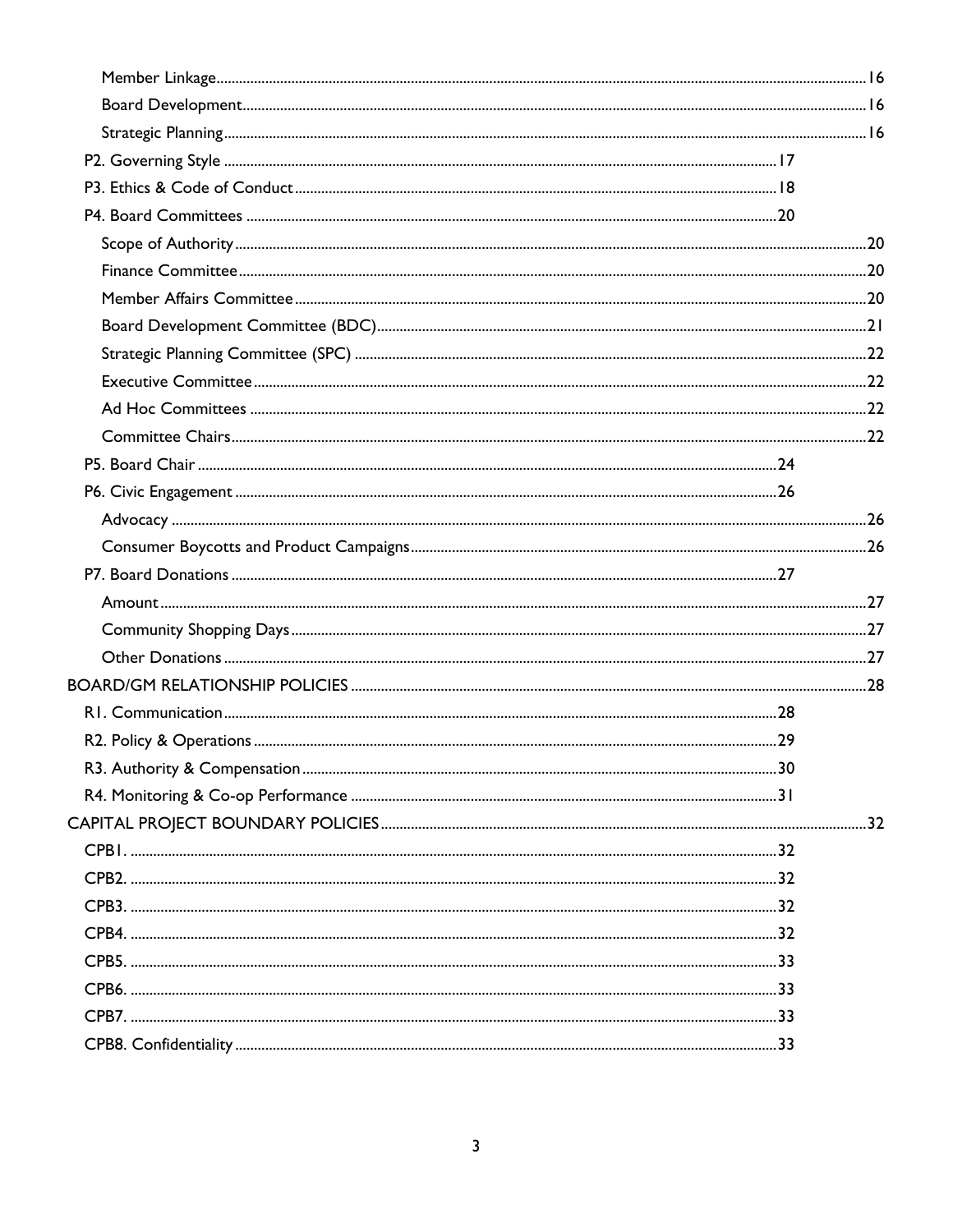- Member Linkage ..... 16
- Board Development ..... 16
- Strategic Planning ..... 16

P2. Governing Style ..... 17

P3. Ethics & Code of Conduct ..... 18

P4. Board Committees ..... 20

- Scope of Authority ..... 20
- Finance Committee ..... 20
- Member Affairs Committee ..... 20
- Board Development Committee (BDC) ..... 21
- Strategic Planning Committee (SPC) ..... 22
- Executive Committee ..... 22
- Ad Hoc Committees ..... 22
- Committee Chairs ..... 22

P5. Board Chair ..... 24

P6. Civic Engagement ..... 26

- Advocacy ..... 26
- Consumer Boycotts and Product Campaigns ..... 26

P7. Board Donations ..... 27

- Amount ..... 27
- Community Shopping Days ..... 27
- Other Donations ..... 27

BOARD/GM RELATIONSHIP POLICIES ..... 28

R1. Communication ..... 28

R2. Policy & Operations ..... 29

R3. Authority & Compensation ..... 30

R4. Monitoring & Co-op Performance ..... 31

CAPITAL PROJECT BOUNDARY POLICIES ..... 32

CPB1. ..... 32

CPB2. ..... 32

CPB3. ..... 32

CPB4. ..... 32

CPB5. ..... 33

CPB6. ..... 33

CPB7. ..... 33

CPB8. Confidentiality ..... 33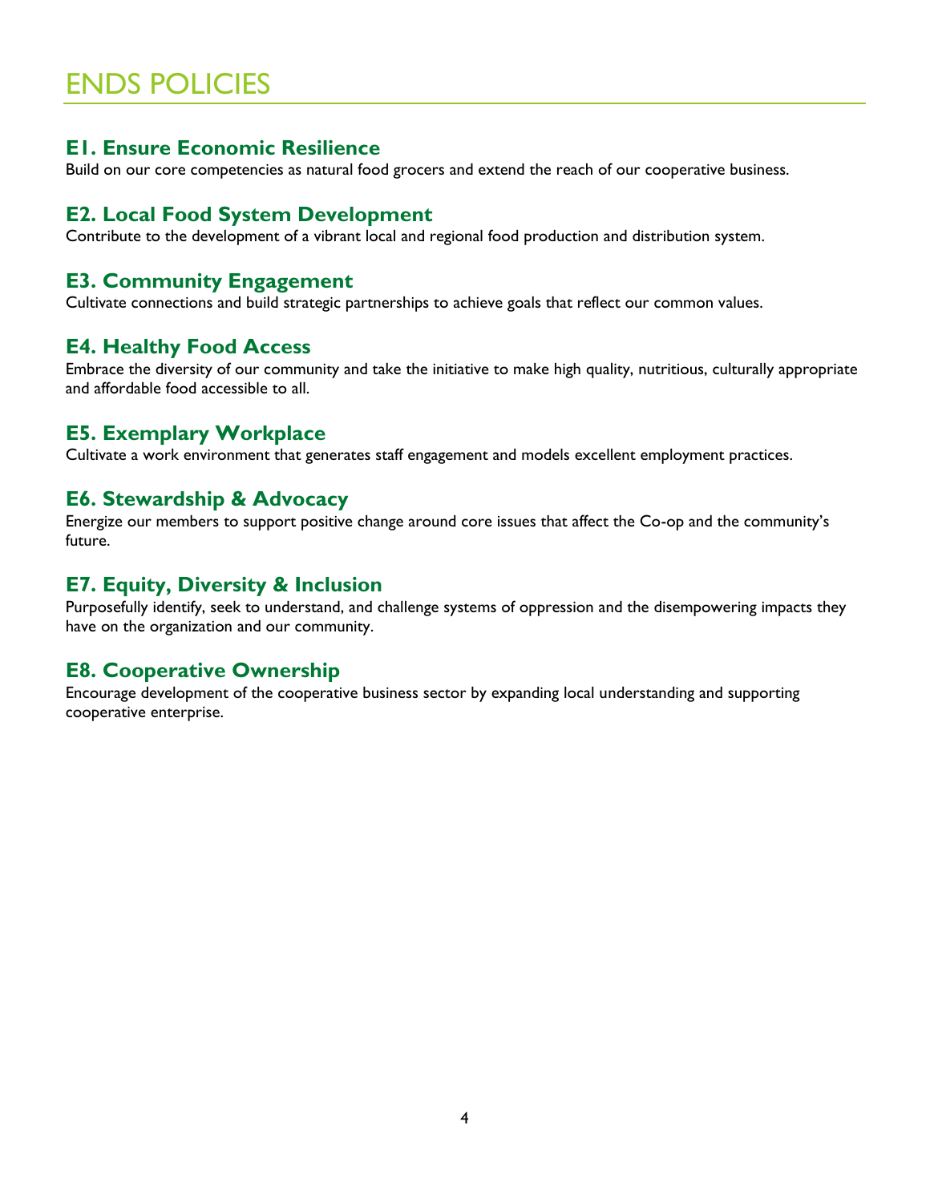# ENDS POLICIES

## E1. Ensure Economic Resilience

Build on our core competencies as natural food grocers and extend the reach of our cooperative business.

## E2. Local Food System Development

Contribute to the development of a vibrant local and regional food production and distribution system.

## E3. Community Engagement

Cultivate connections and build strategic partnerships to achieve goals that reflect our common values.

## E4. Healthy Food Access

Embrace the diversity of our community and take the initiative to make high quality, nutritious, culturally appropriate and affordable food accessible to all.

## E5. Exemplary Workplace

Cultivate a work environment that generates staff engagement and models excellent employment practices.

## E6. Stewardship & Advocacy

Energize our members to support positive change around core issues that affect the Co-op and the community's future.

## E7. Equity, Diversity & Inclusion

Purposefully identify, seek to understand, and challenge systems of oppression and the disempowering impacts they have on the organization and our community.

## E8. Cooperative Ownership

Encourage development of the cooperative business sector by expanding local understanding and supporting cooperative enterprise.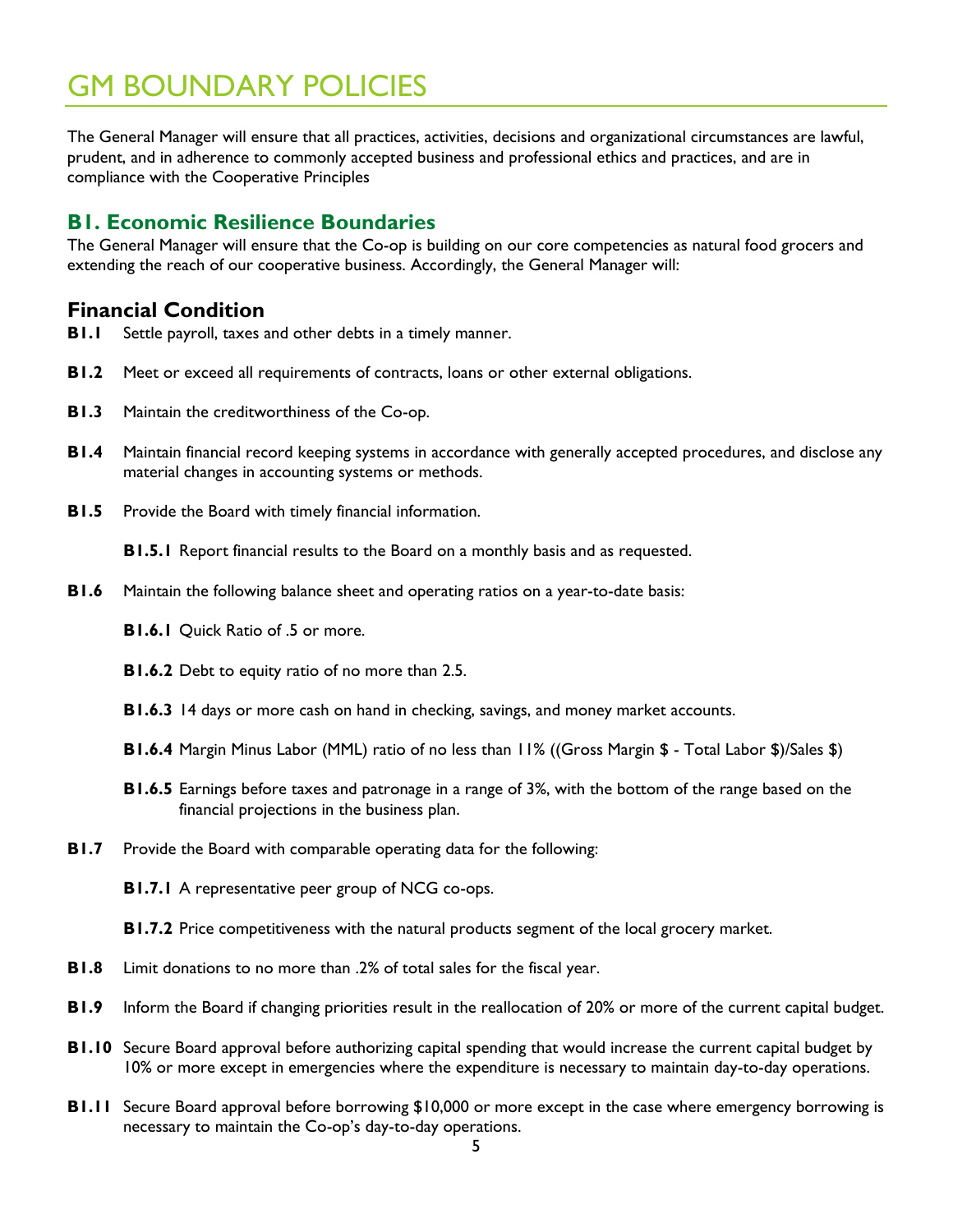# GM BOUNDARY POLICIES

The General Manager will ensure that all practices, activities, decisions and organizational circumstances are lawful, prudent, and in adherence to commonly accepted business and professional ethics and practices, and are in compliance with the Cooperative Principles

## B1. Economic Resilience Boundaries

The General Manager will ensure that the Co-op is building on our core competencies as natural food grocers and extending the reach of our cooperative business. Accordingly, the General Manager will:

### Financial Condition

**B1.1** Settle payroll, taxes and other debts in a timely manner.

**B1.2** Meet or exceed all requirements of contracts, loans or other external obligations.

**B1.3** Maintain the creditworthiness of the Co-op.

**B1.4** Maintain financial record keeping systems in accordance with generally accepted procedures, and disclose any material changes in accounting systems or methods.

**B1.5** Provide the Board with timely financial information.

- **B1.5.1** Report financial results to the Board on a monthly basis and as requested.

**B1.6** Maintain the following balance sheet and operating ratios on a year-to-date basis:

- **B1.6.1** Quick Ratio of .5 or more.
- **B1.6.2** Debt to equity ratio of no more than 2.5.
- **B1.6.3** 14 days or more cash on hand in checking, savings, and money market accounts.
- **B1.6.4** Margin Minus Labor (MML) ratio of no less than 11% ((Gross Margin $ - Total Labor $)/Sales $)
- **B1.6.5** Earnings before taxes and patronage in a range of 3%, with the bottom of the range based on the financial projections in the business plan.

**B1.7** Provide the Board with comparable operating data for the following:

- **B1.7.1** A representative peer group of NCG co-ops.
- **B1.7.2** Price competitiveness with the natural products segment of the local grocery market.

**B1.8** Limit donations to no more than .2% of total sales for the fiscal year.

**B1.9** Inform the Board if changing priorities result in the reallocation of 20% or more of the current capital budget.

**B1.10** Secure Board approval before authorizing capital spending that would increase the current capital budget by 10% or more except in emergencies where the expenditure is necessary to maintain day-to-day operations.

**B1.11** Secure Board approval before borrowing $10,000 or more except in the case where emergency borrowing is necessary to maintain the Co-op's day-to-day operations.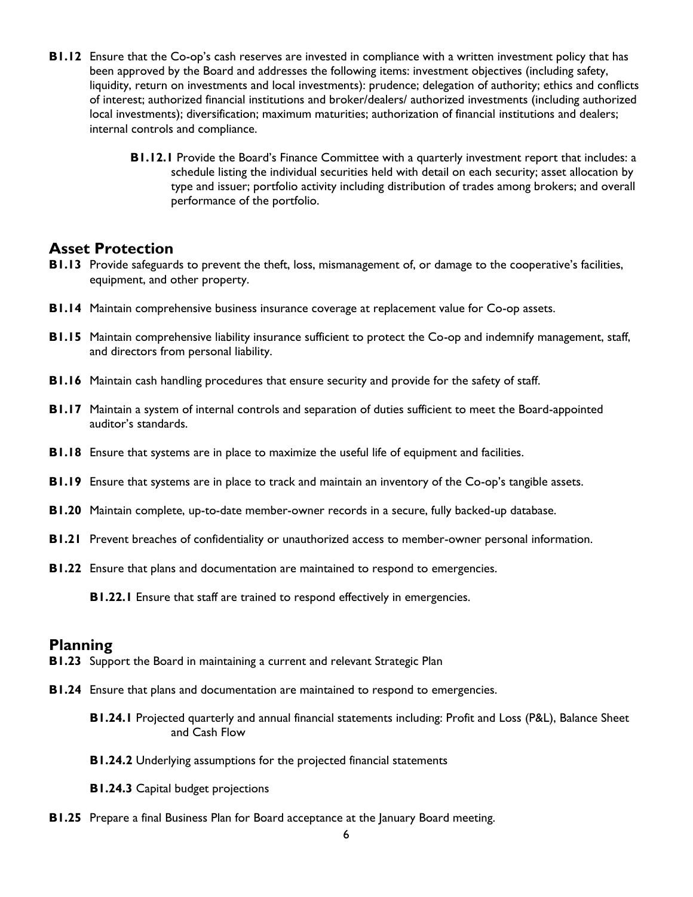**B1.12** Ensure that the Co-op's cash reserves are invested in compliance with a written investment policy that has been approved by the Board and addresses the following items: investment objectives (including safety, liquidity, return on investments and local investments): prudence; delegation of authority; ethics and conflicts of interest; authorized financial institutions and broker/dealers/ authorized investments (including authorized local investments); diversification; maximum maturities; authorization of financial institutions and dealers; internal controls and compliance.

> **B1.12.1** Provide the Board's Finance Committee with a quarterly investment report that includes: a schedule listing the individual securities held with detail on each security; asset allocation by type and issuer; portfolio activity including distribution of trades among brokers; and overall performance of the portfolio.

## Asset Protection

**B1.13** Provide safeguards to prevent the theft, loss, mismanagement of, or damage to the cooperative's facilities, equipment, and other property.

**B1.14** Maintain comprehensive business insurance coverage at replacement value for Co-op assets.

**B1.15** Maintain comprehensive liability insurance sufficient to protect the Co-op and indemnify management, staff, and directors from personal liability.

**B1.16** Maintain cash handling procedures that ensure security and provide for the safety of staff.

**B1.17** Maintain a system of internal controls and separation of duties sufficient to meet the Board-appointed auditor's standards.

**B1.18** Ensure that systems are in place to maximize the useful life of equipment and facilities.

**B1.19** Ensure that systems are in place to track and maintain an inventory of the Co-op's tangible assets.

**B1.20** Maintain complete, up-to-date member-owner records in a secure, fully backed-up database.

**B1.21** Prevent breaches of confidentiality or unauthorized access to member-owner personal information.

**B1.22** Ensure that plans and documentation are maintained to respond to emergencies.

> **B1.22.1** Ensure that staff are trained to respond effectively in emergencies.

## Planning

**B1.23** Support the Board in maintaining a current and relevant Strategic Plan

**B1.24** Ensure that plans and documentation are maintained to respond to emergencies.

> **B1.24.1** Projected quarterly and annual financial statements including: Profit and Loss (P&L), Balance Sheet and Cash Flow
>
> **B1.24.2** Underlying assumptions for the projected financial statements
>
> **B1.24.3** Capital budget projections

**B1.25** Prepare a final Business Plan for Board acceptance at the January Board meeting.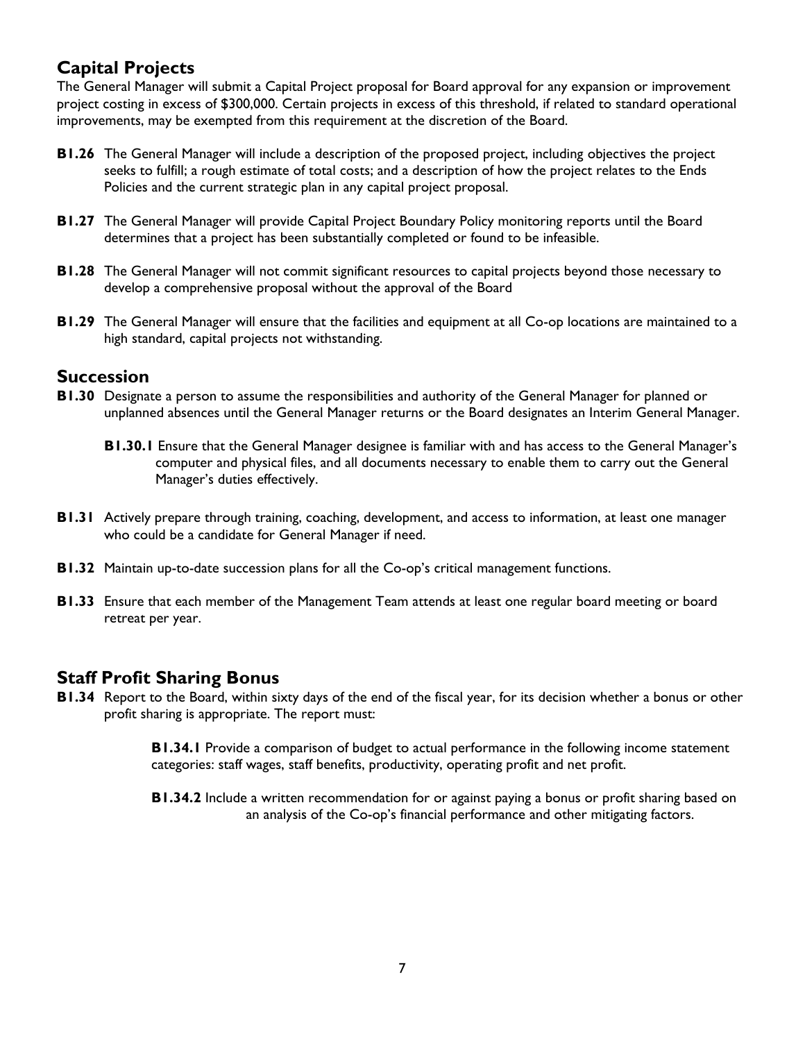## Capital Projects

The General Manager will submit a Capital Project proposal for Board approval for any expansion or improvement project costing in excess of $300,000. Certain projects in excess of this threshold, if related to standard operational improvements, may be exempted from this requirement at the discretion of the Board.

**B1.26** The General Manager will include a description of the proposed project, including objectives the project seeks to fulfill; a rough estimate of total costs; and a description of how the project relates to the Ends Policies and the current strategic plan in any capital project proposal.

**B1.27** The General Manager will provide Capital Project Boundary Policy monitoring reports until the Board determines that a project has been substantially completed or found to be infeasible.

**B1.28** The General Manager will not commit significant resources to capital projects beyond those necessary to develop a comprehensive proposal without the approval of the Board

**B1.29** The General Manager will ensure that the facilities and equipment at all Co-op locations are maintained to a high standard, capital projects not withstanding.

## Succession

**B1.30** Designate a person to assume the responsibilities and authority of the General Manager for planned or unplanned absences until the General Manager returns or the Board designates an Interim General Manager.

**B1.30.1** Ensure that the General Manager designee is familiar with and has access to the General Manager's computer and physical files, and all documents necessary to enable them to carry out the General Manager's duties effectively.

**B1.31** Actively prepare through training, coaching, development, and access to information, at least one manager who could be a candidate for General Manager if need.

**B1.32** Maintain up-to-date succession plans for all the Co-op's critical management functions.

**B1.33** Ensure that each member of the Management Team attends at least one regular board meeting or board retreat per year.

## Staff Profit Sharing Bonus

**B1.34** Report to the Board, within sixty days of the end of the fiscal year, for its decision whether a bonus or other profit sharing is appropriate. The report must:

**B1.34.1** Provide a comparison of budget to actual performance in the following income statement categories: staff wages, staff benefits, productivity, operating profit and net profit.

**B1.34.2** Include a written recommendation for or against paying a bonus or profit sharing based on an analysis of the Co-op's financial performance and other mitigating factors.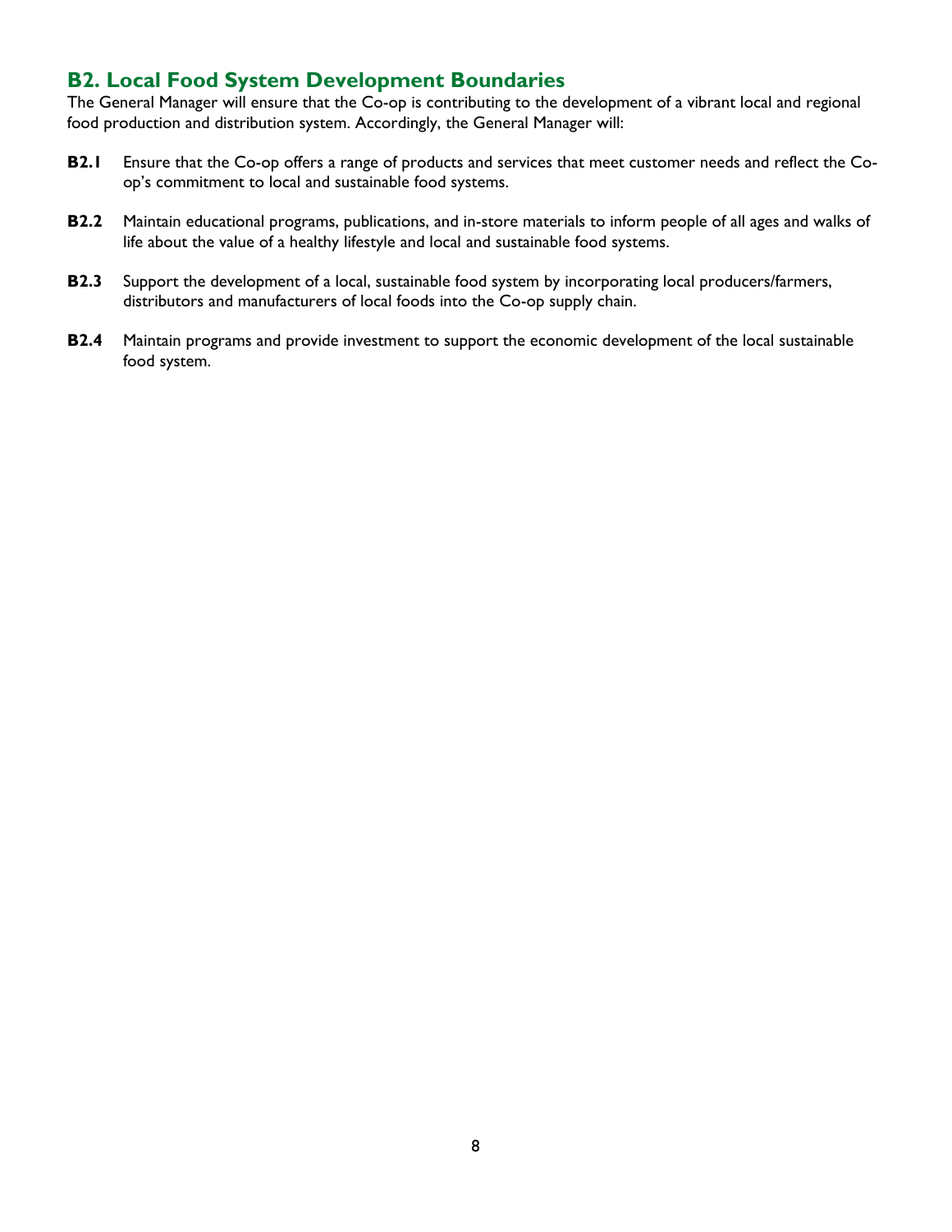## B2. Local Food System Development Boundaries

The General Manager will ensure that the Co-op is contributing to the development of a vibrant local and regional food production and distribution system. Accordingly, the General Manager will:

**B2.1** Ensure that the Co-op offers a range of products and services that meet customer needs and reflect the Co-op's commitment to local and sustainable food systems.

**B2.2** Maintain educational programs, publications, and in-store materials to inform people of all ages and walks of life about the value of a healthy lifestyle and local and sustainable food systems.

**B2.3** Support the development of a local, sustainable food system by incorporating local producers/farmers, distributors and manufacturers of local foods into the Co-op supply chain.

**B2.4** Maintain programs and provide investment to support the economic development of the local sustainable food system.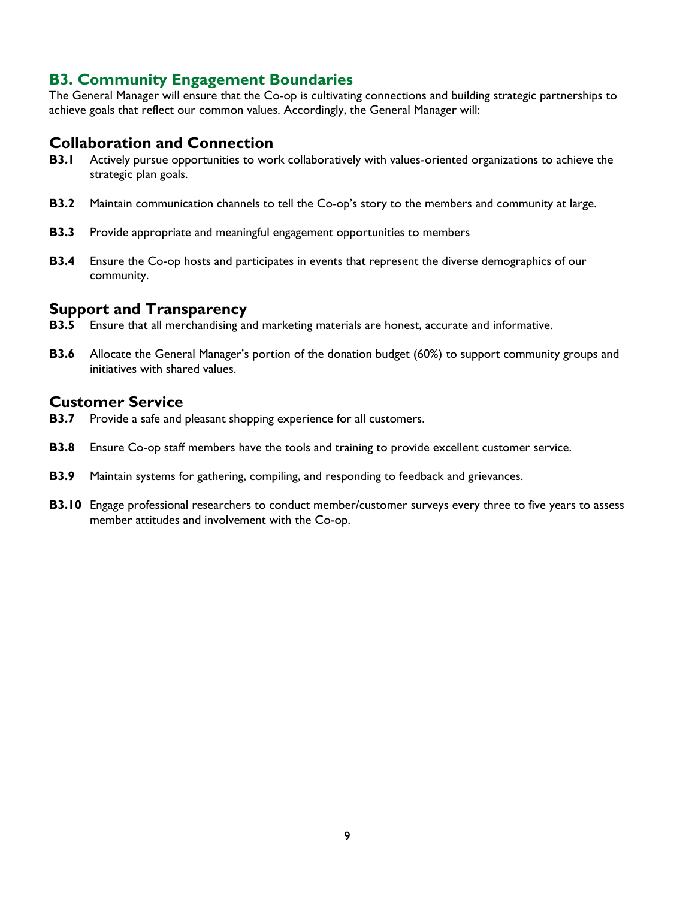## B3. Community Engagement Boundaries

The General Manager will ensure that the Co-op is cultivating connections and building strategic partnerships to achieve goals that reflect our common values. Accordingly, the General Manager will:

### Collaboration and Connection

**B3.1** Actively pursue opportunities to work collaboratively with values-oriented organizations to achieve the strategic plan goals.

**B3.2** Maintain communication channels to tell the Co-op's story to the members and community at large.

**B3.3** Provide appropriate and meaningful engagement opportunities to members

**B3.4** Ensure the Co-op hosts and participates in events that represent the diverse demographics of our community.

### Support and Transparency

**B3.5** Ensure that all merchandising and marketing materials are honest, accurate and informative.

**B3.6** Allocate the General Manager's portion of the donation budget (60%) to support community groups and initiatives with shared values.

### Customer Service

**B3.7** Provide a safe and pleasant shopping experience for all customers.

**B3.8** Ensure Co-op staff members have the tools and training to provide excellent customer service.

**B3.9** Maintain systems for gathering, compiling, and responding to feedback and grievances.

**B3.10** Engage professional researchers to conduct member/customer surveys every three to five years to assess member attitudes and involvement with the Co-op.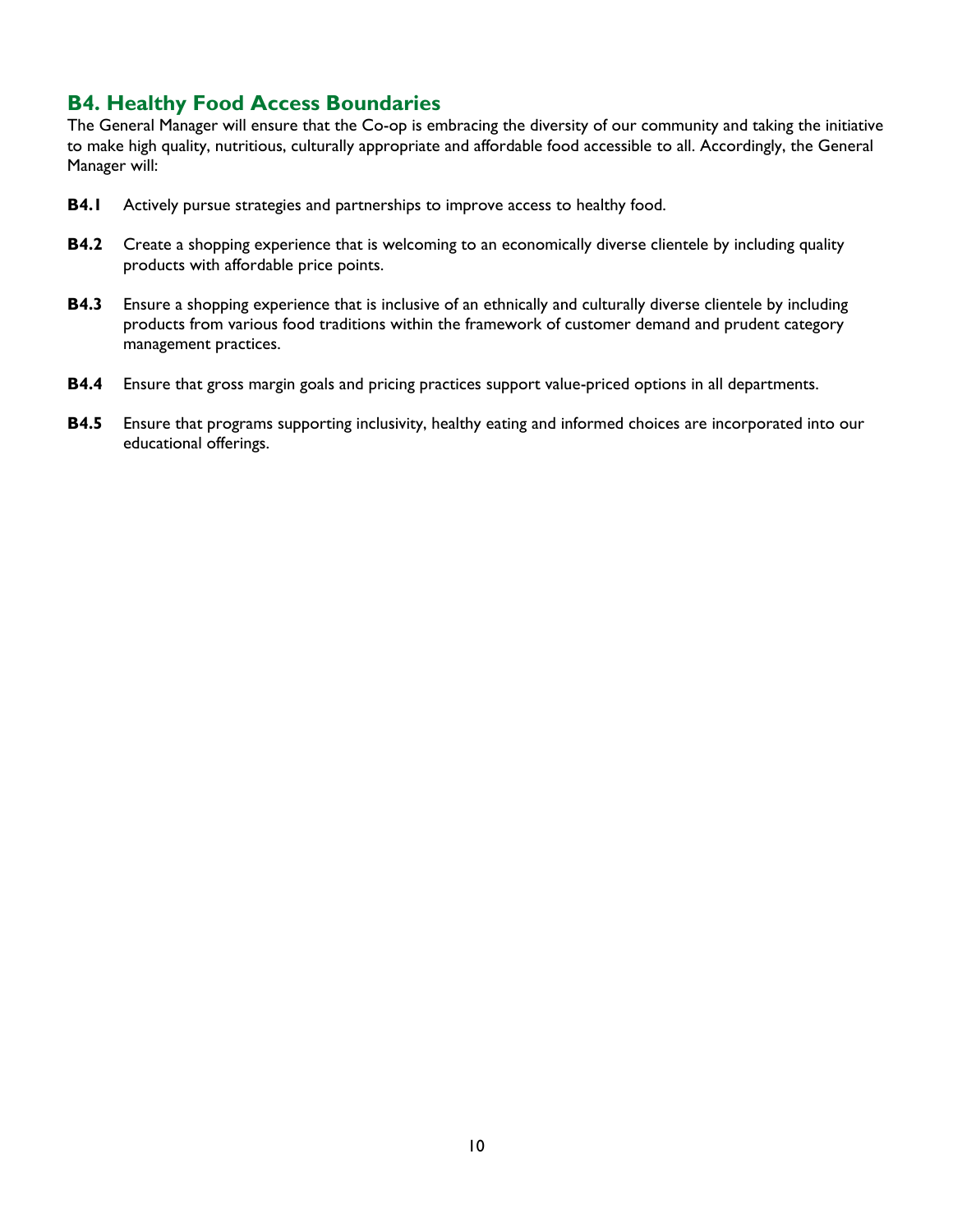## B4. Healthy Food Access Boundaries

The General Manager will ensure that the Co-op is embracing the diversity of our community and taking the initiative to make high quality, nutritious, culturally appropriate and affordable food accessible to all. Accordingly, the General Manager will:

**B4.1** Actively pursue strategies and partnerships to improve access to healthy food.

**B4.2** Create a shopping experience that is welcoming to an economically diverse clientele by including quality products with affordable price points.

**B4.3** Ensure a shopping experience that is inclusive of an ethnically and culturally diverse clientele by including products from various food traditions within the framework of customer demand and prudent category management practices.

**B4.4** Ensure that gross margin goals and pricing practices support value-priced options in all departments.

**B4.5** Ensure that programs supporting inclusivity, healthy eating and informed choices are incorporated into our educational offerings.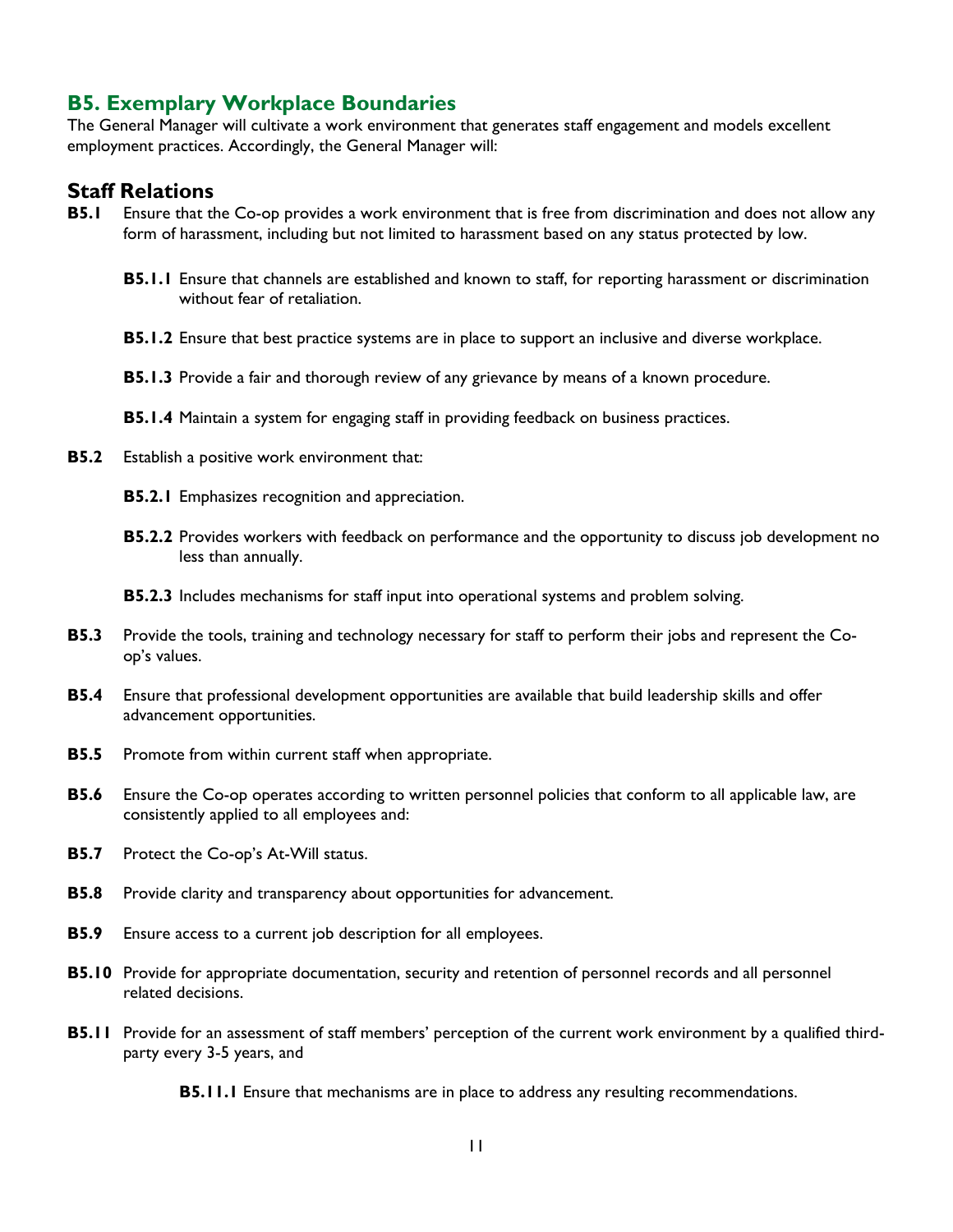## B5. Exemplary Workplace Boundaries

The General Manager will cultivate a work environment that generates staff engagement and models excellent employment practices. Accordingly, the General Manager will:

### Staff Relations

**B5.1** Ensure that the Co-op provides a work environment that is free from discrimination and does not allow any form of harassment, including but not limited to harassment based on any status protected by low.

- **B5.1.1** Ensure that channels are established and known to staff, for reporting harassment or discrimination without fear of retaliation.
- **B5.1.2** Ensure that best practice systems are in place to support an inclusive and diverse workplace.
- **B5.1.3** Provide a fair and thorough review of any grievance by means of a known procedure.
- **B5.1.4** Maintain a system for engaging staff in providing feedback on business practices.

**B5.2** Establish a positive work environment that:

- **B5.2.1** Emphasizes recognition and appreciation.
- **B5.2.2** Provides workers with feedback on performance and the opportunity to discuss job development no less than annually.
- **B5.2.3** Includes mechanisms for staff input into operational systems and problem solving.

**B5.3** Provide the tools, training and technology necessary for staff to perform their jobs and represent the Co-op's values.

**B5.4** Ensure that professional development opportunities are available that build leadership skills and offer advancement opportunities.

**B5.5** Promote from within current staff when appropriate.

**B5.6** Ensure the Co-op operates according to written personnel policies that conform to all applicable law, are consistently applied to all employees and:

**B5.7** Protect the Co-op's At-Will status.

**B5.8** Provide clarity and transparency about opportunities for advancement.

**B5.9** Ensure access to a current job description for all employees.

**B5.10** Provide for appropriate documentation, security and retention of personnel records and all personnel related decisions.

**B5.11** Provide for an assessment of staff members' perception of the current work environment by a qualified third-party every 3-5 years, and

- **B5.11.1** Ensure that mechanisms are in place to address any resulting recommendations.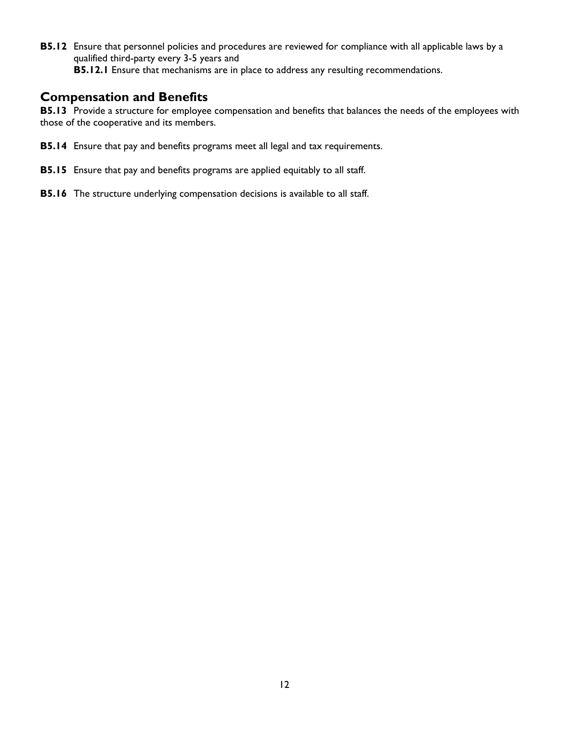**B5.12** Ensure that personnel policies and procedures are reviewed for compliance with all applicable laws by a qualified third-party every 3-5 years and

**B5.12.1** Ensure that mechanisms are in place to address any resulting recommendations.

## Compensation and Benefits

**B5.13** Provide a structure for employee compensation and benefits that balances the needs of the employees with those of the cooperative and its members.

**B5.14** Ensure that pay and benefits programs meet all legal and tax requirements.

**B5.15** Ensure that pay and benefits programs are applied equitably to all staff.

**B5.16** The structure underlying compensation decisions is available to all staff.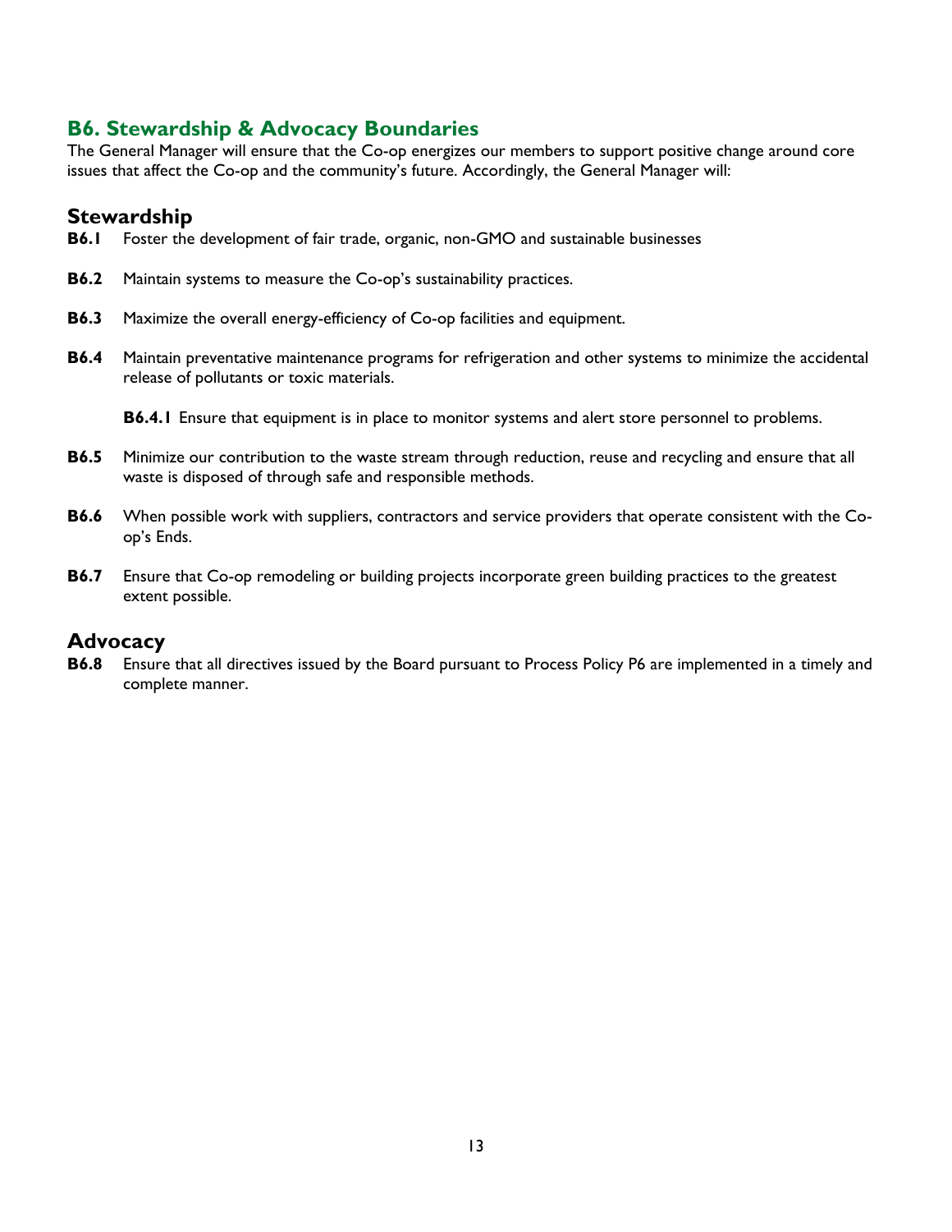## B6. Stewardship & Advocacy Boundaries

The General Manager will ensure that the Co-op energizes our members to support positive change around core issues that affect the Co-op and the community's future. Accordingly, the General Manager will:

### Stewardship

**B6.1** Foster the development of fair trade, organic, non-GMO and sustainable businesses

**B6.2** Maintain systems to measure the Co-op's sustainability practices.

**B6.3** Maximize the overall energy-efficiency of Co-op facilities and equipment.

**B6.4** Maintain preventative maintenance programs for refrigeration and other systems to minimize the accidental release of pollutants or toxic materials.

> **B6.4.1** Ensure that equipment is in place to monitor systems and alert store personnel to problems.

**B6.5** Minimize our contribution to the waste stream through reduction, reuse and recycling and ensure that all waste is disposed of through safe and responsible methods.

**B6.6** When possible work with suppliers, contractors and service providers that operate consistent with the Co-op's Ends.

**B6.7** Ensure that Co-op remodeling or building projects incorporate green building practices to the greatest extent possible.

### Advocacy

**B6.8** Ensure that all directives issued by the Board pursuant to Process Policy P6 are implemented in a timely and complete manner.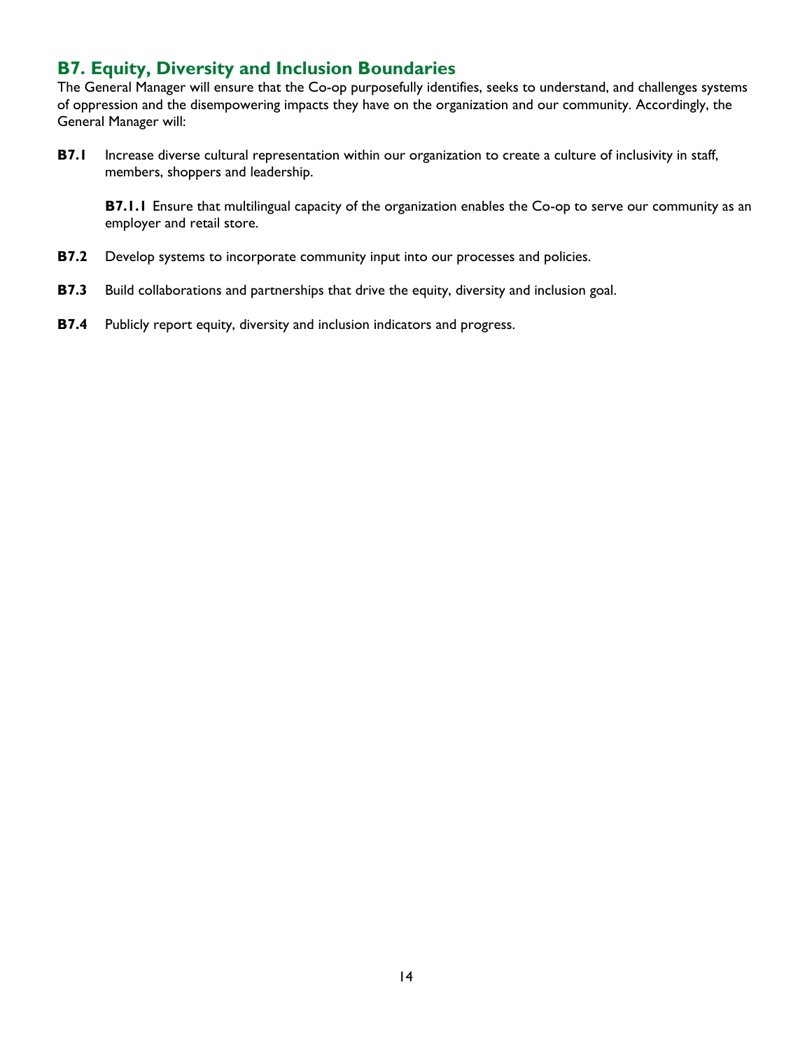## B7. Equity, Diversity and Inclusion Boundaries

The General Manager will ensure that the Co-op purposefully identifies, seeks to understand, and challenges systems of oppression and the disempowering impacts they have on the organization and our community. Accordingly, the General Manager will:

**B7.1** Increase diverse cultural representation within our organization to create a culture of inclusivity in staff, members, shoppers and leadership.

> **B7.1.1** Ensure that multilingual capacity of the organization enables the Co-op to serve our community as an employer and retail store.

**B7.2** Develop systems to incorporate community input into our processes and policies.

**B7.3** Build collaborations and partnerships that drive the equity, diversity and inclusion goal.

**B7.4** Publicly report equity, diversity and inclusion indicators and progress.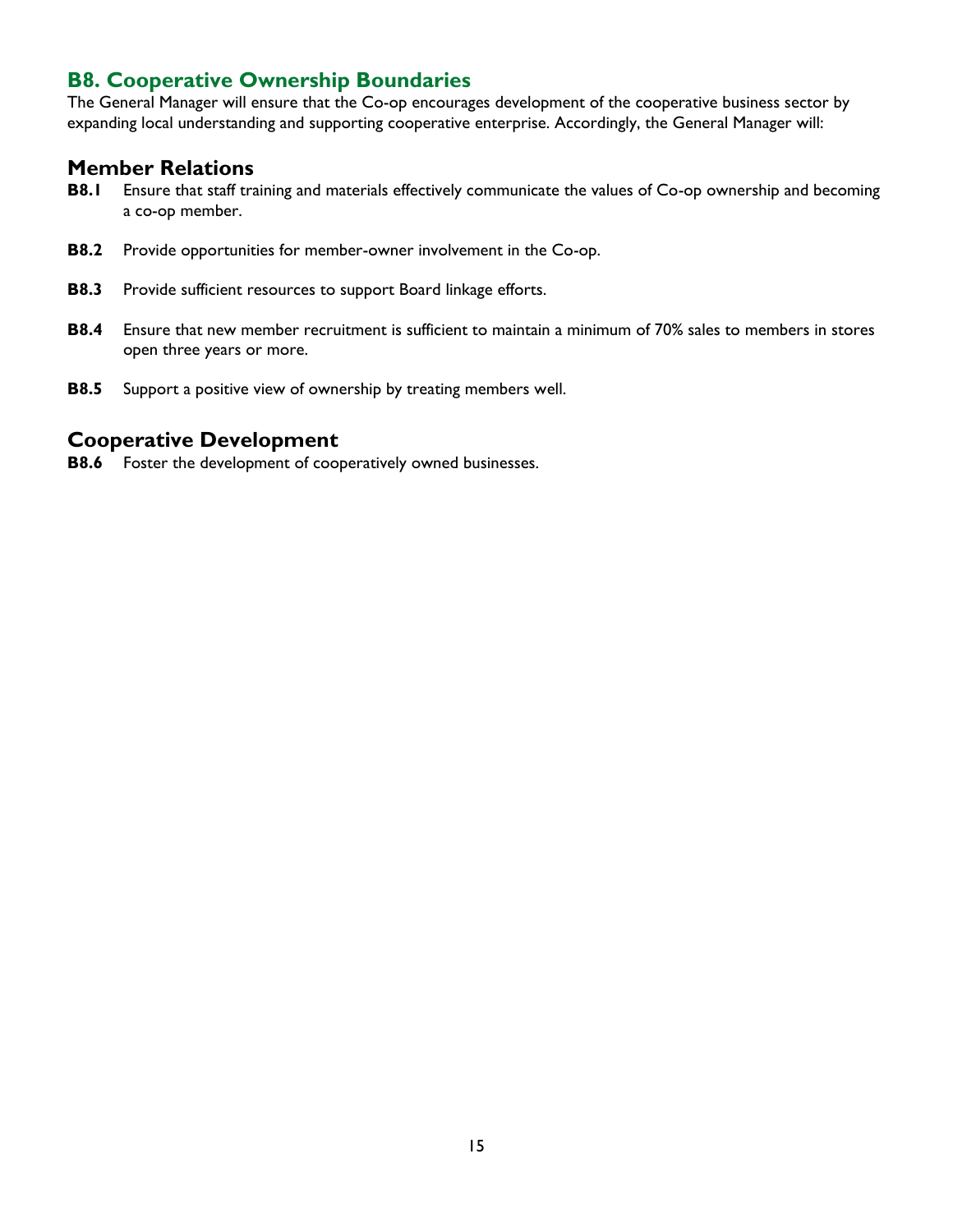## B8. Cooperative Ownership Boundaries

The General Manager will ensure that the Co-op encourages development of the cooperative business sector by expanding local understanding and supporting cooperative enterprise. Accordingly, the General Manager will:

### Member Relations

**B8.1** Ensure that staff training and materials effectively communicate the values of Co-op ownership and becoming a co-op member.

**B8.2** Provide opportunities for member-owner involvement in the Co-op.

**B8.3** Provide sufficient resources to support Board linkage efforts.

**B8.4** Ensure that new member recruitment is sufficient to maintain a minimum of 70% sales to members in stores open three years or more.

**B8.5** Support a positive view of ownership by treating members well.

### Cooperative Development

**B8.6** Foster the development of cooperatively owned businesses.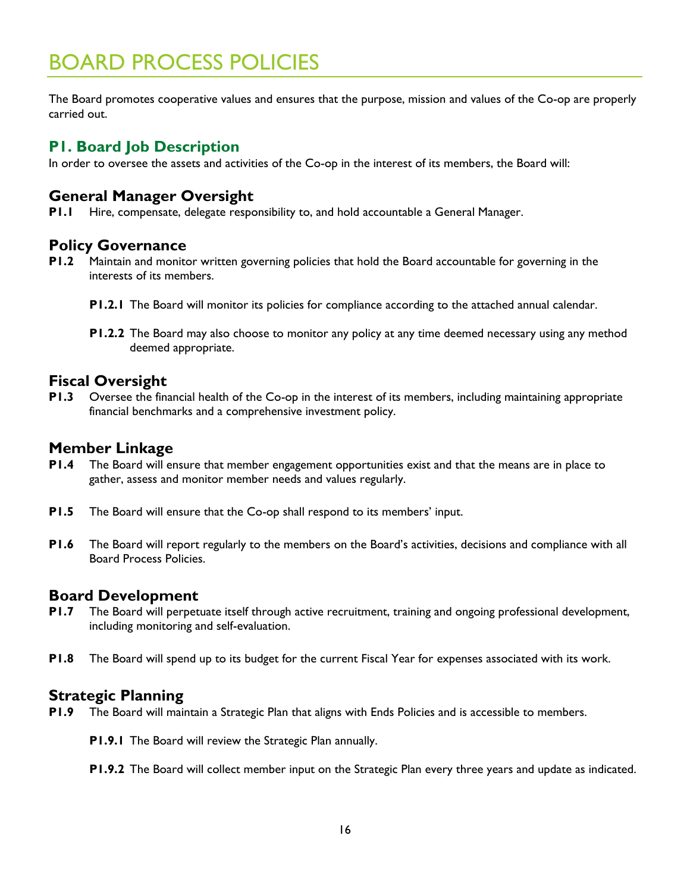# BOARD PROCESS POLICIES

The Board promotes cooperative values and ensures that the purpose, mission and values of the Co-op are properly carried out.

## P1. Board Job Description

In order to oversee the assets and activities of the Co-op in the interest of its members, the Board will:

### General Manager Oversight

**P1.1** Hire, compensate, delegate responsibility to, and hold accountable a General Manager.

### Policy Governance

**P1.2** Maintain and monitor written governing policies that hold the Board accountable for governing in the interests of its members.

- **P1.2.1** The Board will monitor its policies for compliance according to the attached annual calendar.
- **P1.2.2** The Board may also choose to monitor any policy at any time deemed necessary using any method deemed appropriate.

### Fiscal Oversight

**P1.3** Oversee the financial health of the Co-op in the interest of its members, including maintaining appropriate financial benchmarks and a comprehensive investment policy.

### Member Linkage

**P1.4** The Board will ensure that member engagement opportunities exist and that the means are in place to gather, assess and monitor member needs and values regularly.

**P1.5** The Board will ensure that the Co-op shall respond to its members' input.

**P1.6** The Board will report regularly to the members on the Board's activities, decisions and compliance with all Board Process Policies.

### Board Development

**P1.7** The Board will perpetuate itself through active recruitment, training and ongoing professional development, including monitoring and self-evaluation.

**P1.8** The Board will spend up to its budget for the current Fiscal Year for expenses associated with its work.

### Strategic Planning

**P1.9** The Board will maintain a Strategic Plan that aligns with Ends Policies and is accessible to members.

- **P1.9.1** The Board will review the Strategic Plan annually.
- **P1.9.2** The Board will collect member input on the Strategic Plan every three years and update as indicated.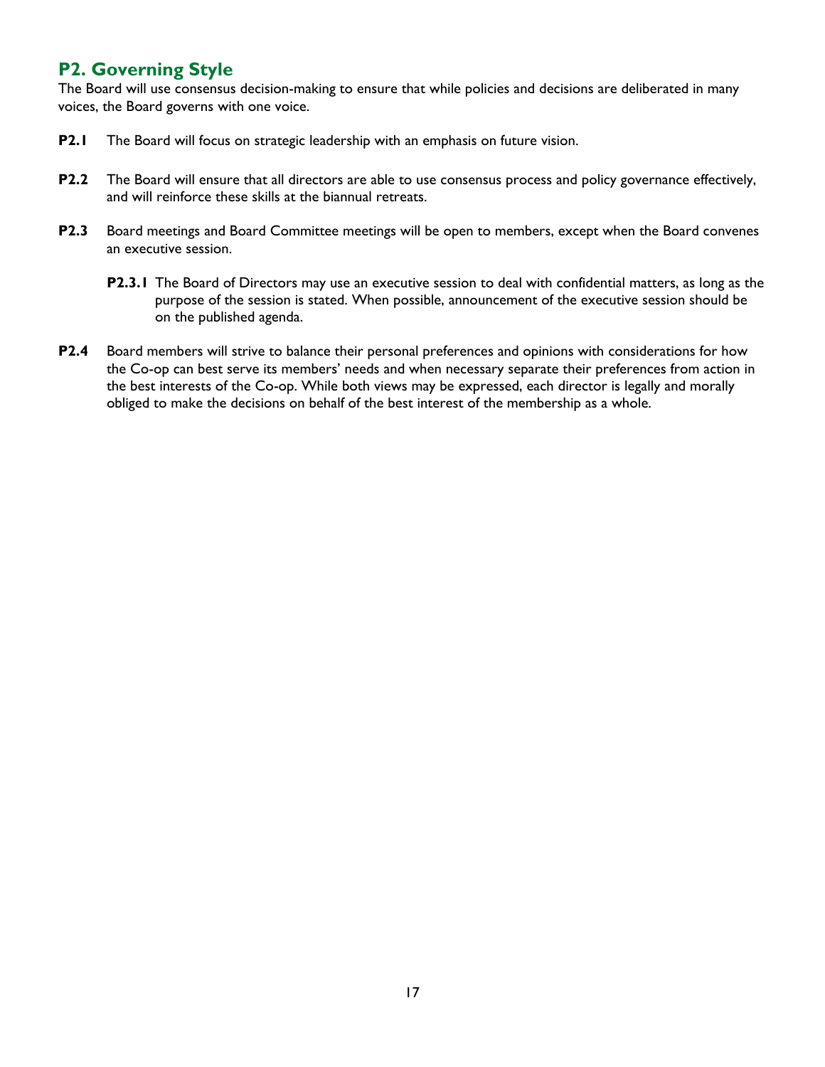## P2. Governing Style

The Board will use consensus decision-making to ensure that while policies and decisions are deliberated in many voices, the Board governs with one voice.

**P2.1** The Board will focus on strategic leadership with an emphasis on future vision.

**P2.2** The Board will ensure that all directors are able to use consensus process and policy governance effectively, and will reinforce these skills at the biannual retreats.

**P2.3** Board meetings and Board Committee meetings will be open to members, except when the Board convenes an executive session.

> **P2.3.1** The Board of Directors may use an executive session to deal with confidential matters, as long as the purpose of the session is stated. When possible, announcement of the executive session should be on the published agenda.

**P2.4** Board members will strive to balance their personal preferences and opinions with considerations for how the Co-op can best serve its members' needs and when necessary separate their preferences from action in the best interests of the Co-op. While both views may be expressed, each director is legally and morally obliged to make the decisions on behalf of the best interest of the membership as a whole.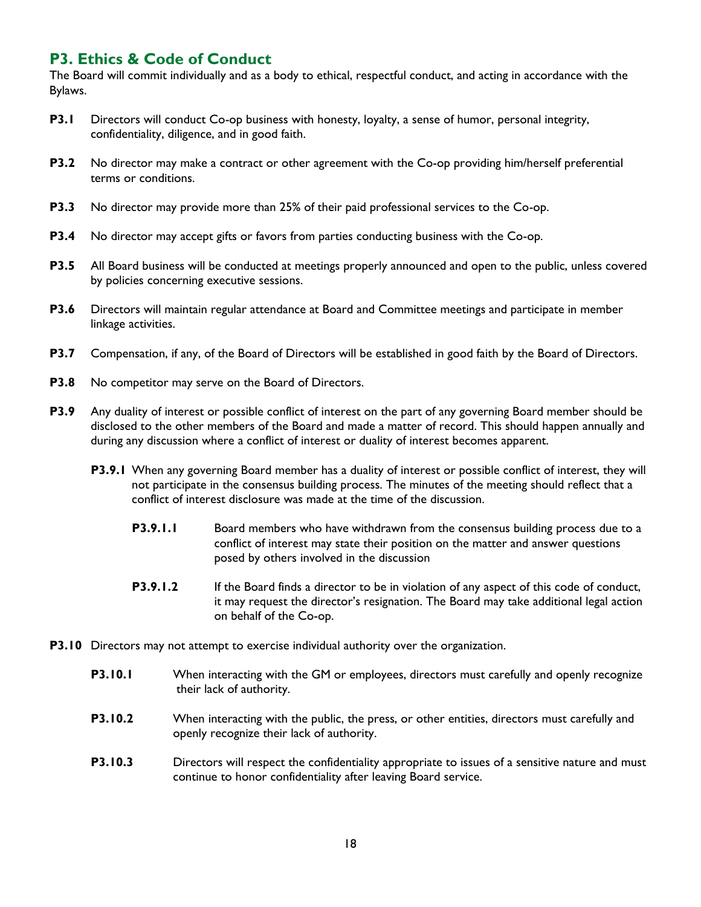## P3. Ethics & Code of Conduct

The Board will commit individually and as a body to ethical, respectful conduct, and acting in accordance with the Bylaws.

**P3.1** Directors will conduct Co-op business with honesty, loyalty, a sense of humor, personal integrity, confidentiality, diligence, and in good faith.

**P3.2** No director may make a contract or other agreement with the Co-op providing him/herself preferential terms or conditions.

**P3.3** No director may provide more than 25% of their paid professional services to the Co-op.

**P3.4** No director may accept gifts or favors from parties conducting business with the Co-op.

**P3.5** All Board business will be conducted at meetings properly announced and open to the public, unless covered by policies concerning executive sessions.

**P3.6** Directors will maintain regular attendance at Board and Committee meetings and participate in member linkage activities.

**P3.7** Compensation, if any, of the Board of Directors will be established in good faith by the Board of Directors.

**P3.8** No competitor may serve on the Board of Directors.

**P3.9** Any duality of interest or possible conflict of interest on the part of any governing Board member should be disclosed to the other members of the Board and made a matter of record. This should happen annually and during any discussion where a conflict of interest or duality of interest becomes apparent.

- **P3.9.1** When any governing Board member has a duality of interest or possible conflict of interest, they will not participate in the consensus building process. The minutes of the meeting should reflect that a conflict of interest disclosure was made at the time of the discussion.

  - **P3.9.1.1** Board members who have withdrawn from the consensus building process due to a conflict of interest may state their position on the matter and answer questions posed by others involved in the discussion

  - **P3.9.1.2** If the Board finds a director to be in violation of any aspect of this code of conduct, it may request the director's resignation. The Board may take additional legal action on behalf of the Co-op.

**P3.10** Directors may not attempt to exercise individual authority over the organization.

- **P3.10.1** When interacting with the GM or employees, directors must carefully and openly recognize their lack of authority.

- **P3.10.2** When interacting with the public, the press, or other entities, directors must carefully and openly recognize their lack of authority.

- **P3.10.3** Directors will respect the confidentiality appropriate to issues of a sensitive nature and must continue to honor confidentiality after leaving Board service.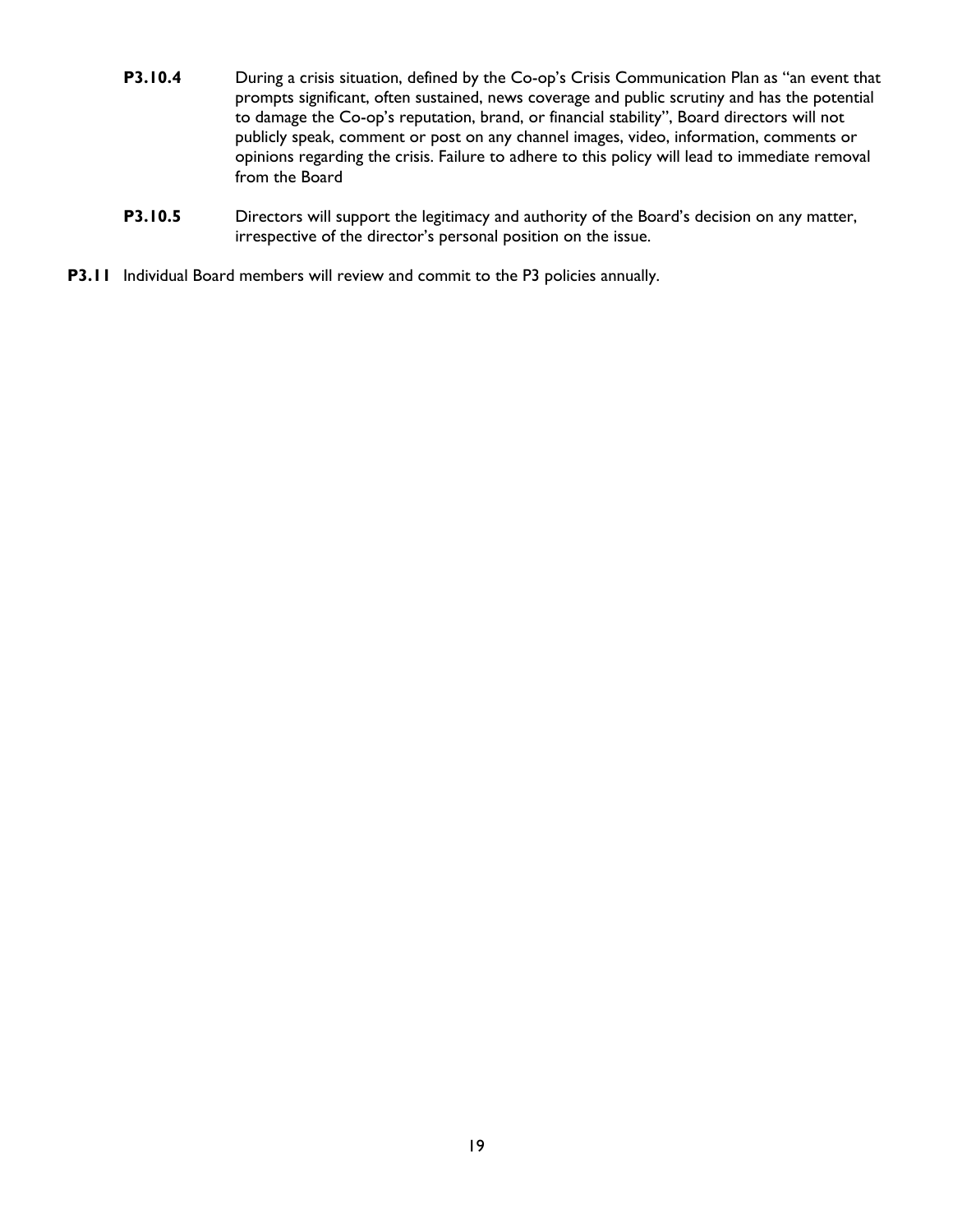**P3.10.4** During a crisis situation, defined by the Co-op's Crisis Communication Plan as "an event that prompts significant, often sustained, news coverage and public scrutiny and has the potential to damage the Co-op's reputation, brand, or financial stability", Board directors will not publicly speak, comment or post on any channel images, video, information, comments or opinions regarding the crisis. Failure to adhere to this policy will lead to immediate removal from the Board

**P3.10.5** Directors will support the legitimacy and authority of the Board's decision on any matter, irrespective of the director's personal position on the issue.

**P3.11** Individual Board members will review and commit to the P3 policies annually.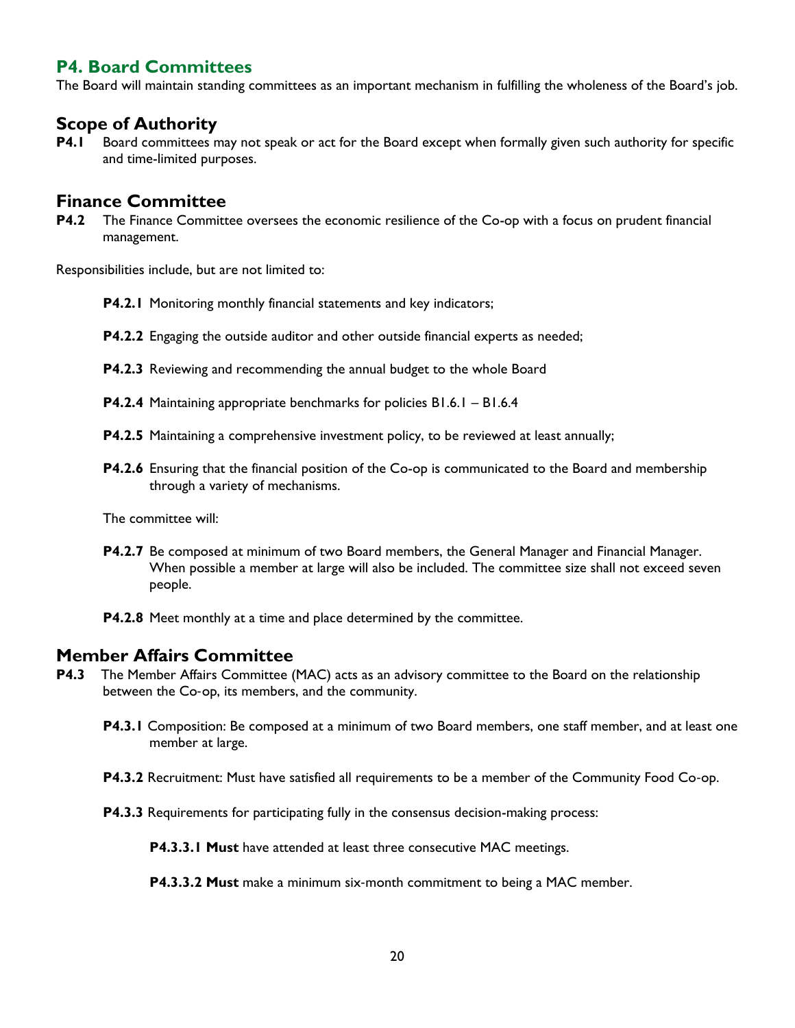## P4. Board Committees

The Board will maintain standing committees as an important mechanism in fulfilling the wholeness of the Board's job.

### Scope of Authority

**P4.1** Board committees may not speak or act for the Board except when formally given such authority for specific and time-limited purposes.

### Finance Committee

**P4.2** The Finance Committee oversees the economic resilience of the Co-op with a focus on prudent financial management.

Responsibilities include, but are not limited to:

**P4.2.1** Monitoring monthly financial statements and key indicators;

**P4.2.2** Engaging the outside auditor and other outside financial experts as needed;

**P4.2.3** Reviewing and recommending the annual budget to the whole Board

**P4.2.4** Maintaining appropriate benchmarks for policies B1.6.1 – B1.6.4

**P4.2.5** Maintaining a comprehensive investment policy, to be reviewed at least annually;

**P4.2.6** Ensuring that the financial position of the Co-op is communicated to the Board and membership through a variety of mechanisms.

The committee will:

**P4.2.7** Be composed at minimum of two Board members, the General Manager and Financial Manager. When possible a member at large will also be included. The committee size shall not exceed seven people.

**P4.2.8** Meet monthly at a time and place determined by the committee.

### Member Affairs Committee

**P4.3** The Member Affairs Committee (MAC) acts as an advisory committee to the Board on the relationship between the Co-op, its members, and the community.

**P4.3.1** Composition: Be composed at a minimum of two Board members, one staff member, and at least one member at large.

**P4.3.2** Recruitment: Must have satisfied all requirements to be a member of the Community Food Co-op.

**P4.3.3** Requirements for participating fully in the consensus decision-making process:

**P4.3.3.1 Must** have attended at least three consecutive MAC meetings.

**P4.3.3.2 Must** make a minimum six-month commitment to being a MAC member.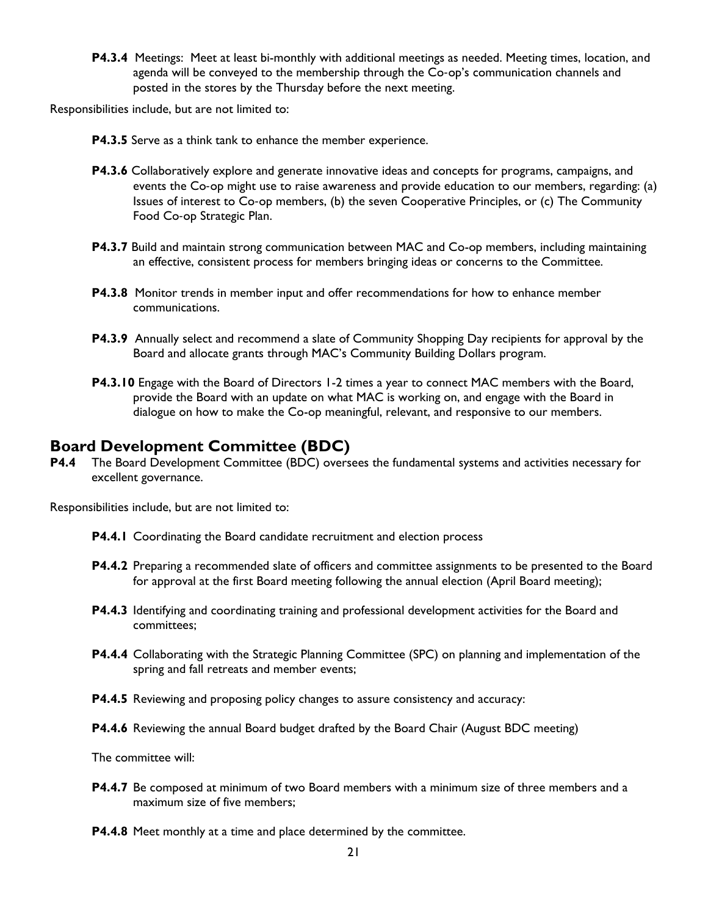**P4.3.4** Meetings: Meet at least bi-monthly with additional meetings as needed. Meeting times, location, and agenda will be conveyed to the membership through the Co-op's communication channels and posted in the stores by the Thursday before the next meeting.

Responsibilities include, but are not limited to:

**P4.3.5** Serve as a think tank to enhance the member experience.

**P4.3.6** Collaboratively explore and generate innovative ideas and concepts for programs, campaigns, and events the Co-op might use to raise awareness and provide education to our members, regarding: (a) Issues of interest to Co-op members, (b) the seven Cooperative Principles, or (c) The Community Food Co-op Strategic Plan.

**P4.3.7** Build and maintain strong communication between MAC and Co-op members, including maintaining an effective, consistent process for members bringing ideas or concerns to the Committee.

**P4.3.8** Monitor trends in member input and offer recommendations for how to enhance member communications.

**P4.3.9** Annually select and recommend a slate of Community Shopping Day recipients for approval by the Board and allocate grants through MAC's Community Building Dollars program.

**P4.3.10** Engage with the Board of Directors 1-2 times a year to connect MAC members with the Board, provide the Board with an update on what MAC is working on, and engage with the Board in dialogue on how to make the Co-op meaningful, relevant, and responsive to our members.

## Board Development Committee (BDC)

**P4.4** The Board Development Committee (BDC) oversees the fundamental systems and activities necessary for excellent governance.

Responsibilities include, but are not limited to:

**P4.4.1** Coordinating the Board candidate recruitment and election process

**P4.4.2** Preparing a recommended slate of officers and committee assignments to be presented to the Board for approval at the first Board meeting following the annual election (April Board meeting);

**P4.4.3** Identifying and coordinating training and professional development activities for the Board and committees;

**P4.4.4** Collaborating with the Strategic Planning Committee (SPC) on planning and implementation of the spring and fall retreats and member events;

**P4.4.5** Reviewing and proposing policy changes to assure consistency and accuracy:

**P4.4.6** Reviewing the annual Board budget drafted by the Board Chair (August BDC meeting)

The committee will:

**P4.4.7** Be composed at minimum of two Board members with a minimum size of three members and a maximum size of five members;

**P4.4.8** Meet monthly at a time and place determined by the committee.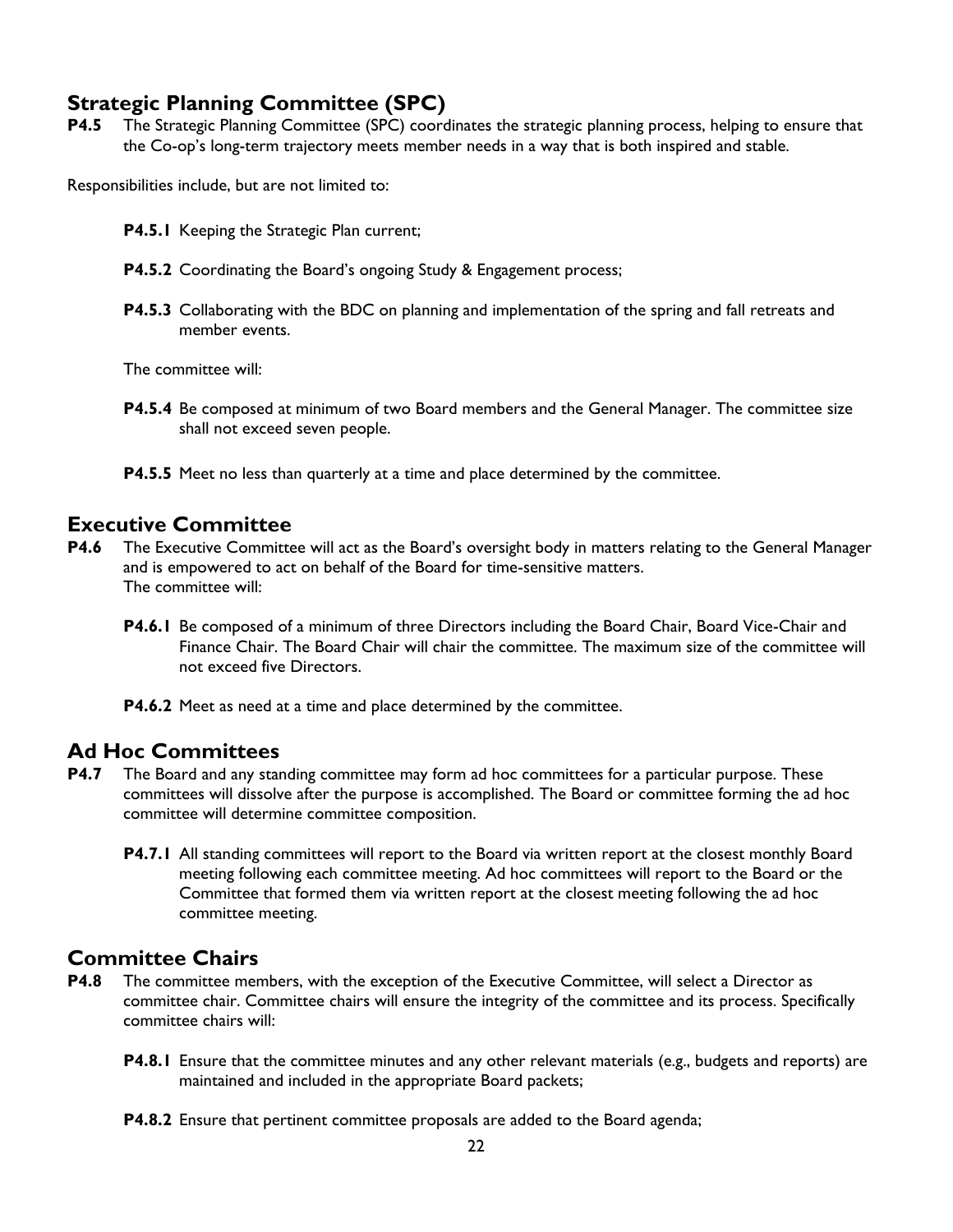## Strategic Planning Committee (SPC)

**P4.5** The Strategic Planning Committee (SPC) coordinates the strategic planning process, helping to ensure that the Co-op's long-term trajectory meets member needs in a way that is both inspired and stable.

Responsibilities include, but are not limited to:

**P4.5.1** Keeping the Strategic Plan current;

**P4.5.2** Coordinating the Board's ongoing Study & Engagement process;

**P4.5.3** Collaborating with the BDC on planning and implementation of the spring and fall retreats and member events.

The committee will:

**P4.5.4** Be composed at minimum of two Board members and the General Manager. The committee size shall not exceed seven people.

**P4.5.5** Meet no less than quarterly at a time and place determined by the committee.

## Executive Committee

**P4.6** The Executive Committee will act as the Board's oversight body in matters relating to the General Manager and is empowered to act on behalf of the Board for time-sensitive matters.
The committee will:

**P4.6.1** Be composed of a minimum of three Directors including the Board Chair, Board Vice-Chair and Finance Chair. The Board Chair will chair the committee. The maximum size of the committee will not exceed five Directors.

**P4.6.2** Meet as need at a time and place determined by the committee.

## Ad Hoc Committees

**P4.7** The Board and any standing committee may form ad hoc committees for a particular purpose. These committees will dissolve after the purpose is accomplished. The Board or committee forming the ad hoc committee will determine committee composition.

**P4.7.1** All standing committees will report to the Board via written report at the closest monthly Board meeting following each committee meeting. Ad hoc committees will report to the Board or the Committee that formed them via written report at the closest meeting following the ad hoc committee meeting.

## Committee Chairs

**P4.8** The committee members, with the exception of the Executive Committee, will select a Director as committee chair. Committee chairs will ensure the integrity of the committee and its process. Specifically committee chairs will:

**P4.8.1** Ensure that the committee minutes and any other relevant materials (e.g., budgets and reports) are maintained and included in the appropriate Board packets;

**P4.8.2** Ensure that pertinent committee proposals are added to the Board agenda;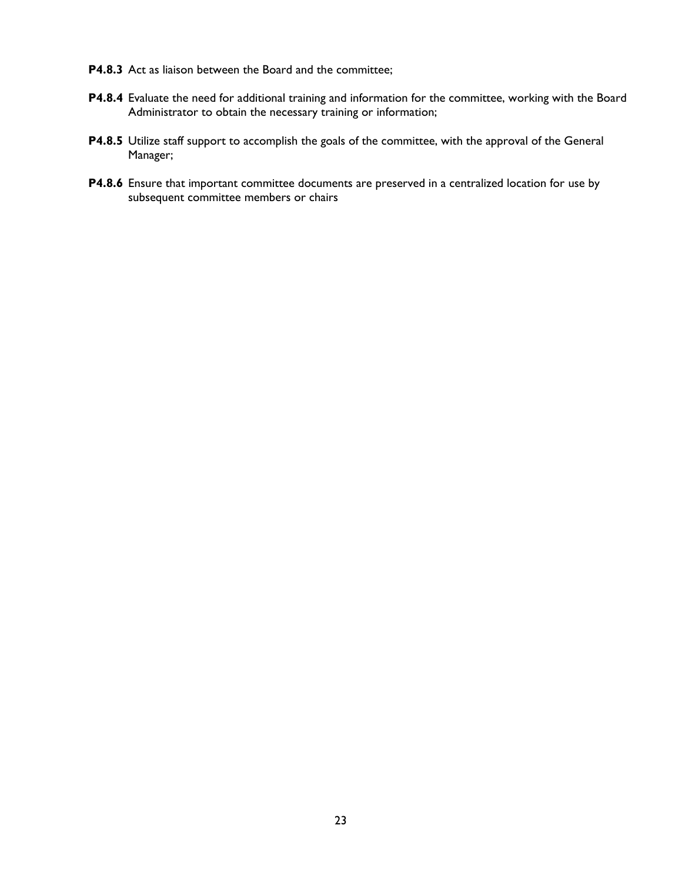**P4.8.3** Act as liaison between the Board and the committee;

**P4.8.4** Evaluate the need for additional training and information for the committee, working with the Board Administrator to obtain the necessary training or information;

**P4.8.5** Utilize staff support to accomplish the goals of the committee, with the approval of the General Manager;

**P4.8.6** Ensure that important committee documents are preserved in a centralized location for use by subsequent committee members or chairs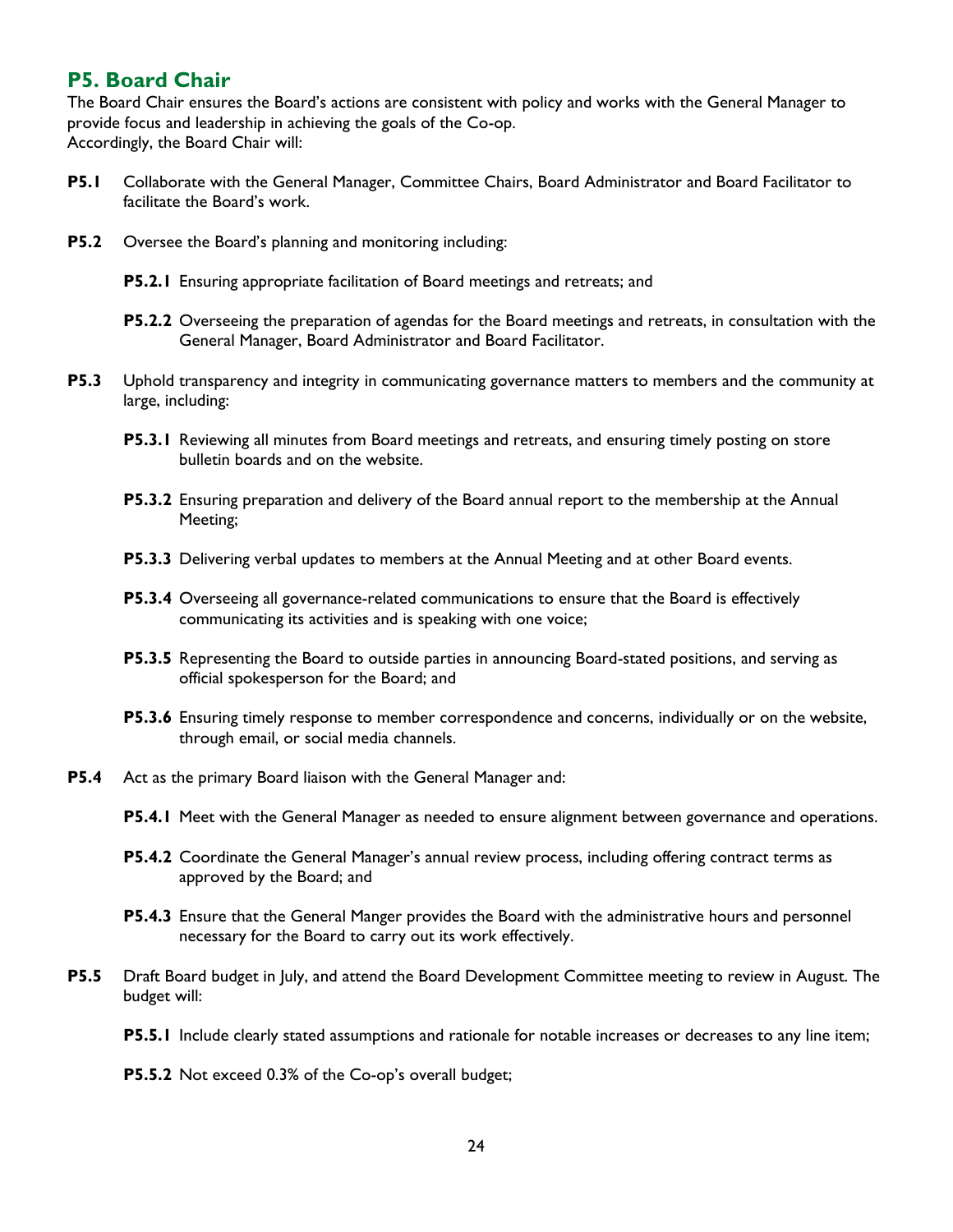## P5. Board Chair

The Board Chair ensures the Board's actions are consistent with policy and works with the General Manager to provide focus and leadership in achieving the goals of the Co-op.
Accordingly, the Board Chair will:

**P5.1** Collaborate with the General Manager, Committee Chairs, Board Administrator and Board Facilitator to facilitate the Board's work.

**P5.2** Oversee the Board's planning and monitoring including:

- **P5.2.1** Ensuring appropriate facilitation of Board meetings and retreats; and
- **P5.2.2** Overseeing the preparation of agendas for the Board meetings and retreats, in consultation with the General Manager, Board Administrator and Board Facilitator.

**P5.3** Uphold transparency and integrity in communicating governance matters to members and the community at large, including:

- **P5.3.1** Reviewing all minutes from Board meetings and retreats, and ensuring timely posting on store bulletin boards and on the website.
- **P5.3.2** Ensuring preparation and delivery of the Board annual report to the membership at the Annual Meeting;
- **P5.3.3** Delivering verbal updates to members at the Annual Meeting and at other Board events.
- **P5.3.4** Overseeing all governance-related communications to ensure that the Board is effectively communicating its activities and is speaking with one voice;
- **P5.3.5** Representing the Board to outside parties in announcing Board-stated positions, and serving as official spokesperson for the Board; and
- **P5.3.6** Ensuring timely response to member correspondence and concerns, individually or on the website, through email, or social media channels.

**P5.4** Act as the primary Board liaison with the General Manager and:

- **P5.4.1** Meet with the General Manager as needed to ensure alignment between governance and operations.
- **P5.4.2** Coordinate the General Manager's annual review process, including offering contract terms as approved by the Board; and
- **P5.4.3** Ensure that the General Manger provides the Board with the administrative hours and personnel necessary for the Board to carry out its work effectively.

**P5.5** Draft Board budget in July, and attend the Board Development Committee meeting to review in August. The budget will:

- **P5.5.1** Include clearly stated assumptions and rationale for notable increases or decreases to any line item;
- **P5.5.2** Not exceed 0.3% of the Co-op's overall budget;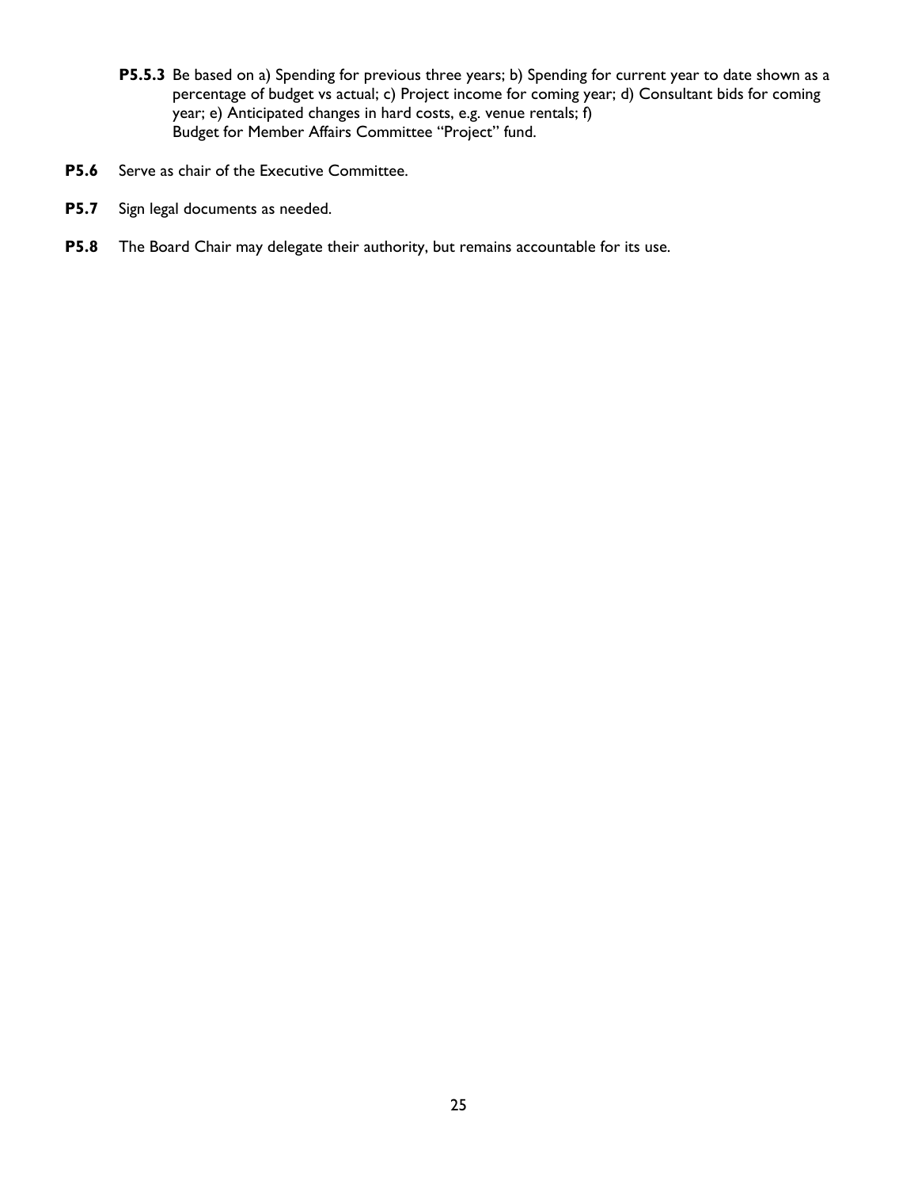**P5.5.3** Be based on a) Spending for previous three years; b) Spending for current year to date shown as a percentage of budget vs actual; c) Project income for coming year; d) Consultant bids for coming year; e) Anticipated changes in hard costs, e.g. venue rentals; f) Budget for Member Affairs Committee "Project" fund.

**P5.6** Serve as chair of the Executive Committee.

**P5.7** Sign legal documents as needed.

**P5.8** The Board Chair may delegate their authority, but remains accountable for its use.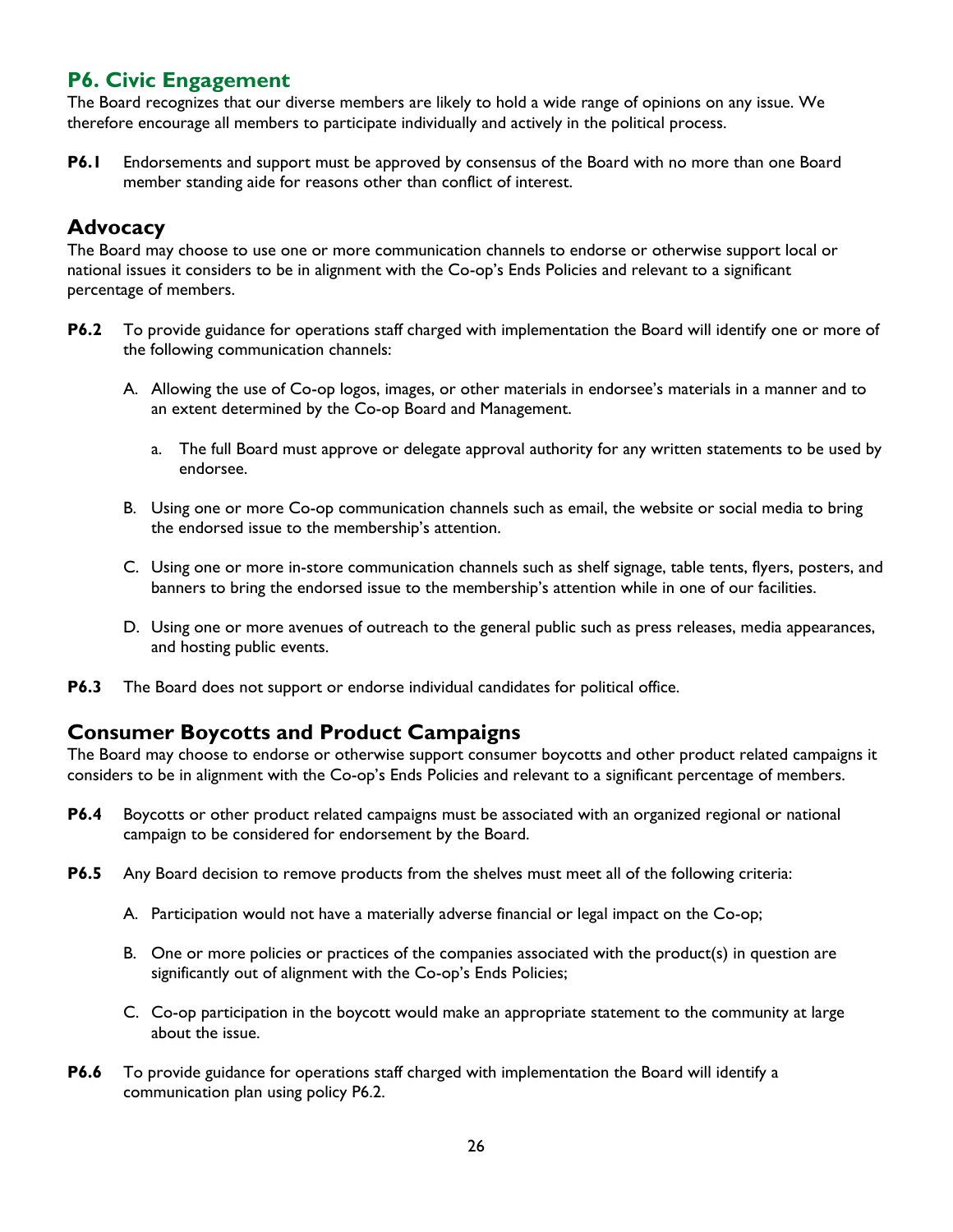## P6. Civic Engagement

The Board recognizes that our diverse members are likely to hold a wide range of opinions on any issue. We therefore encourage all members to participate individually and actively in the political process.

**P6.1** Endorsements and support must be approved by consensus of the Board with no more than one Board member standing aide for reasons other than conflict of interest.

### Advocacy

The Board may choose to use one or more communication channels to endorse or otherwise support local or national issues it considers to be in alignment with the Co-op's Ends Policies and relevant to a significant percentage of members.

**P6.2** To provide guidance for operations staff charged with implementation the Board will identify one or more of the following communication channels:

A. Allowing the use of Co-op logos, images, or other materials in endorsee's materials in a manner and to an extent determined by the Co-op Board and Management.

   a. The full Board must approve or delegate approval authority for any written statements to be used by endorsee.

B. Using one or more Co-op communication channels such as email, the website or social media to bring the endorsed issue to the membership's attention.

C. Using one or more in-store communication channels such as shelf signage, table tents, flyers, posters, and banners to bring the endorsed issue to the membership's attention while in one of our facilities.

D. Using one or more avenues of outreach to the general public such as press releases, media appearances, and hosting public events.

**P6.3** The Board does not support or endorse individual candidates for political office.

### Consumer Boycotts and Product Campaigns

The Board may choose to endorse or otherwise support consumer boycotts and other product related campaigns it considers to be in alignment with the Co-op's Ends Policies and relevant to a significant percentage of members.

**P6.4** Boycotts or other product related campaigns must be associated with an organized regional or national campaign to be considered for endorsement by the Board.

**P6.5** Any Board decision to remove products from the shelves must meet all of the following criteria:

A. Participation would not have a materially adverse financial or legal impact on the Co-op;

B. One or more policies or practices of the companies associated with the product(s) in question are significantly out of alignment with the Co-op's Ends Policies;

C. Co-op participation in the boycott would make an appropriate statement to the community at large about the issue.

**P6.6** To provide guidance for operations staff charged with implementation the Board will identify a communication plan using policy P6.2.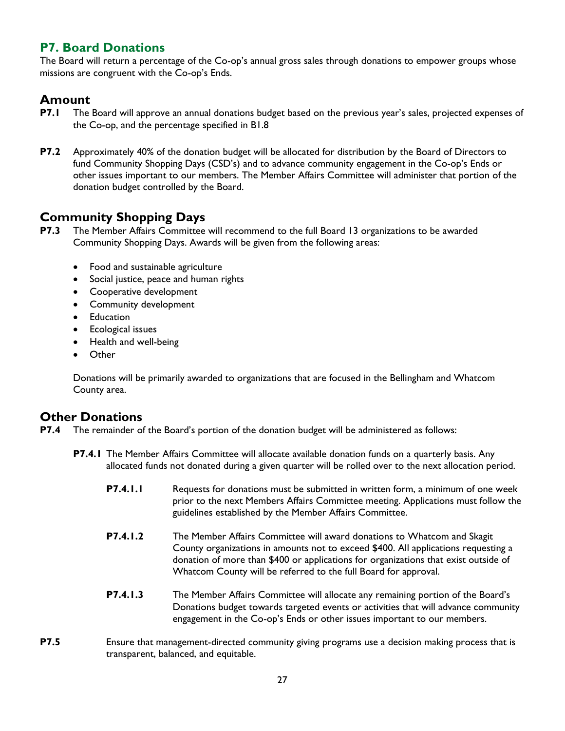## P7. Board Donations

The Board will return a percentage of the Co-op's annual gross sales through donations to empower groups whose missions are congruent with the Co-op's Ends.

### Amount

**P7.1** The Board will approve an annual donations budget based on the previous year's sales, projected expenses of the Co-op, and the percentage specified in B1.8

**P7.2** Approximately 40% of the donation budget will be allocated for distribution by the Board of Directors to fund Community Shopping Days (CSD's) and to advance community engagement in the Co-op's Ends or other issues important to our members. The Member Affairs Committee will administer that portion of the donation budget controlled by the Board.

### Community Shopping Days

**P7.3** The Member Affairs Committee will recommend to the full Board 13 organizations to be awarded Community Shopping Days. Awards will be given from the following areas:

- Food and sustainable agriculture
- Social justice, peace and human rights
- Cooperative development
- Community development
- Education
- Ecological issues
- Health and well-being
- Other

Donations will be primarily awarded to organizations that are focused in the Bellingham and Whatcom County area.

### Other Donations

**P7.4** The remainder of the Board's portion of the donation budget will be administered as follows:

**P7.4.1** The Member Affairs Committee will allocate available donation funds on a quarterly basis. Any allocated funds not donated during a given quarter will be rolled over to the next allocation period.

**P7.4.1.1** Requests for donations must be submitted in written form, a minimum of one week prior to the next Members Affairs Committee meeting. Applications must follow the guidelines established by the Member Affairs Committee.

**P7.4.1.2** The Member Affairs Committee will award donations to Whatcom and Skagit County organizations in amounts not to exceed $400. All applications requesting a donation of more than $400 or applications for organizations that exist outside of Whatcom County will be referred to the full Board for approval.

**P7.4.1.3** The Member Affairs Committee will allocate any remaining portion of the Board's Donations budget towards targeted events or activities that will advance community engagement in the Co-op's Ends or other issues important to our members.

**P7.5** Ensure that management-directed community giving programs use a decision making process that is transparent, balanced, and equitable.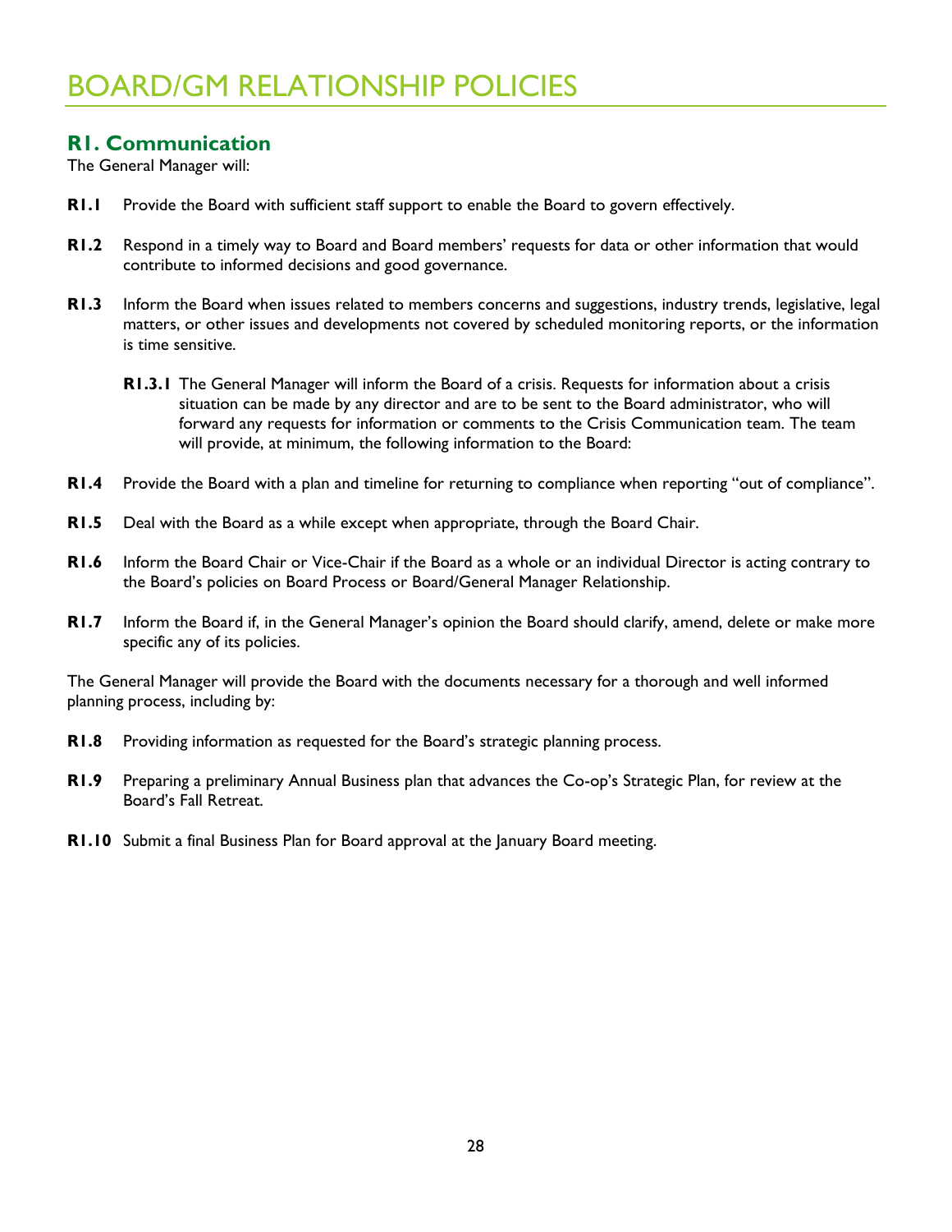# BOARD/GM RELATIONSHIP POLICIES

## R1. Communication

The General Manager will:

**R1.1** Provide the Board with sufficient staff support to enable the Board to govern effectively.

**R1.2** Respond in a timely way to Board and Board members' requests for data or other information that would contribute to informed decisions and good governance.

**R1.3** Inform the Board when issues related to members concerns and suggestions, industry trends, legislative, legal matters, or other issues and developments not covered by scheduled monitoring reports, or the information is time sensitive.

> **R1.3.1** The General Manager will inform the Board of a crisis. Requests for information about a crisis situation can be made by any director and are to be sent to the Board administrator, who will forward any requests for information or comments to the Crisis Communication team. The team will provide, at minimum, the following information to the Board:

**R1.4** Provide the Board with a plan and timeline for returning to compliance when reporting "out of compliance".

**R1.5** Deal with the Board as a while except when appropriate, through the Board Chair.

**R1.6** Inform the Board Chair or Vice-Chair if the Board as a whole or an individual Director is acting contrary to the Board's policies on Board Process or Board/General Manager Relationship.

**R1.7** Inform the Board if, in the General Manager's opinion the Board should clarify, amend, delete or make more specific any of its policies.

The General Manager will provide the Board with the documents necessary for a thorough and well informed planning process, including by:

**R1.8** Providing information as requested for the Board's strategic planning process.

**R1.9** Preparing a preliminary Annual Business plan that advances the Co-op's Strategic Plan, for review at the Board's Fall Retreat.

**R1.10** Submit a final Business Plan for Board approval at the January Board meeting.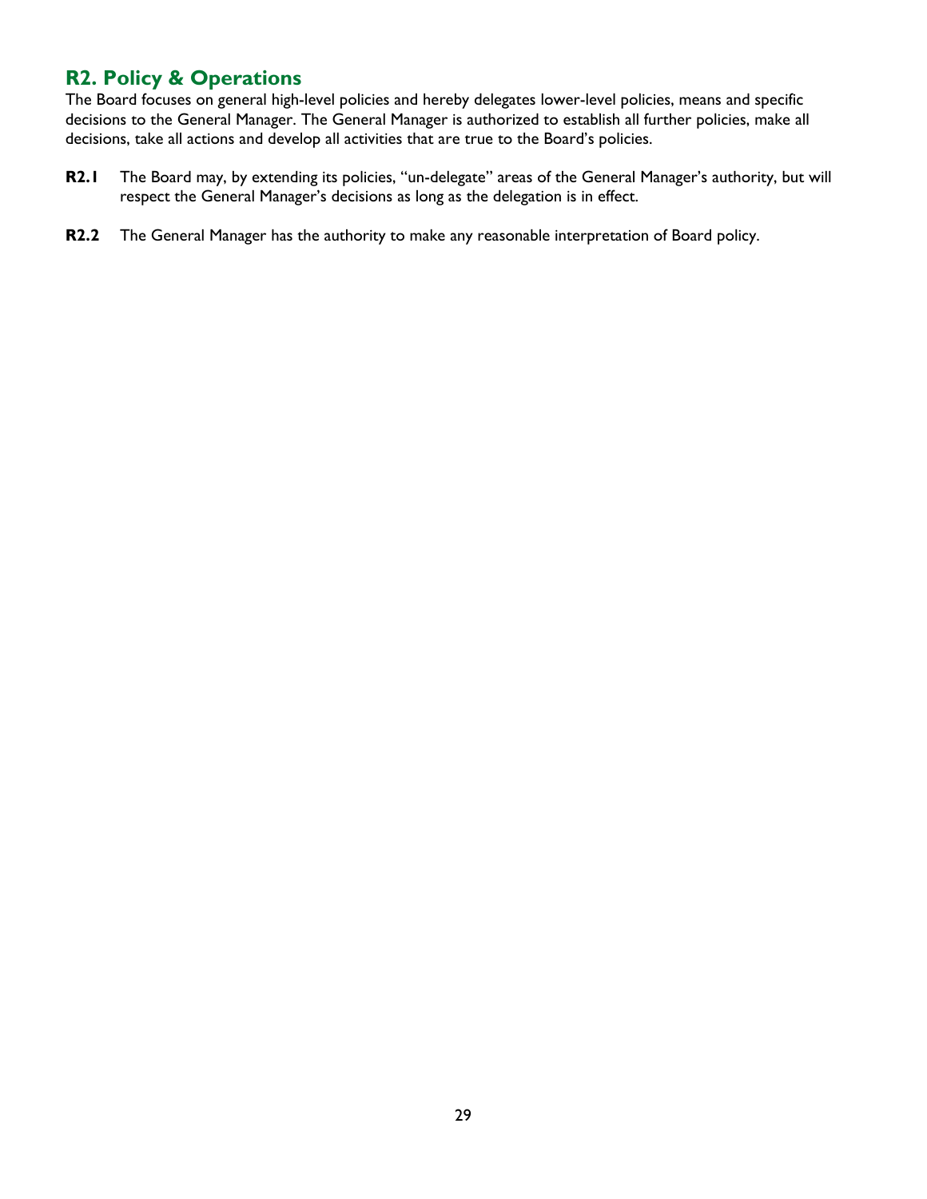## R2. Policy & Operations

The Board focuses on general high-level policies and hereby delegates lower-level policies, means and specific decisions to the General Manager. The General Manager is authorized to establish all further policies, make all decisions, take all actions and develop all activities that are true to the Board's policies.

**R2.1** The Board may, by extending its policies, "un-delegate" areas of the General Manager's authority, but will respect the General Manager's decisions as long as the delegation is in effect.

**R2.2** The General Manager has the authority to make any reasonable interpretation of Board policy.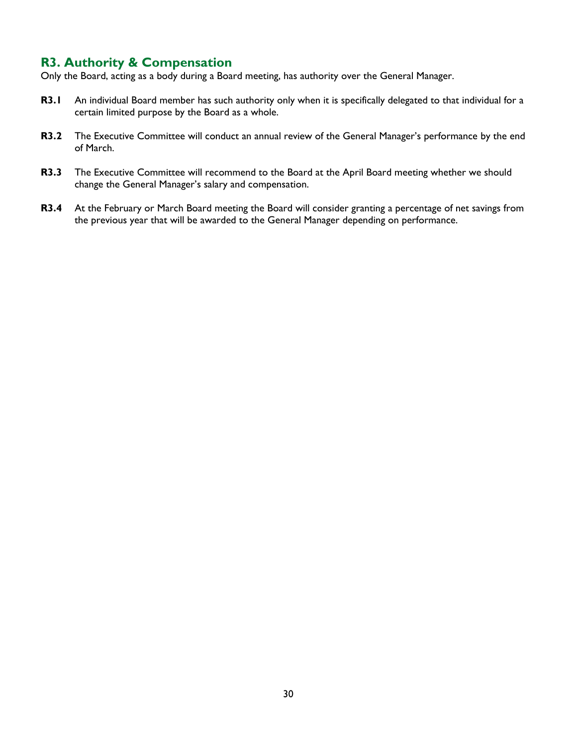## R3. Authority & Compensation

Only the Board, acting as a body during a Board meeting, has authority over the General Manager.

**R3.1** An individual Board member has such authority only when it is specifically delegated to that individual for a certain limited purpose by the Board as a whole.

**R3.2** The Executive Committee will conduct an annual review of the General Manager's performance by the end of March.

**R3.3** The Executive Committee will recommend to the Board at the April Board meeting whether we should change the General Manager's salary and compensation.

**R3.4** At the February or March Board meeting the Board will consider granting a percentage of net savings from the previous year that will be awarded to the General Manager depending on performance.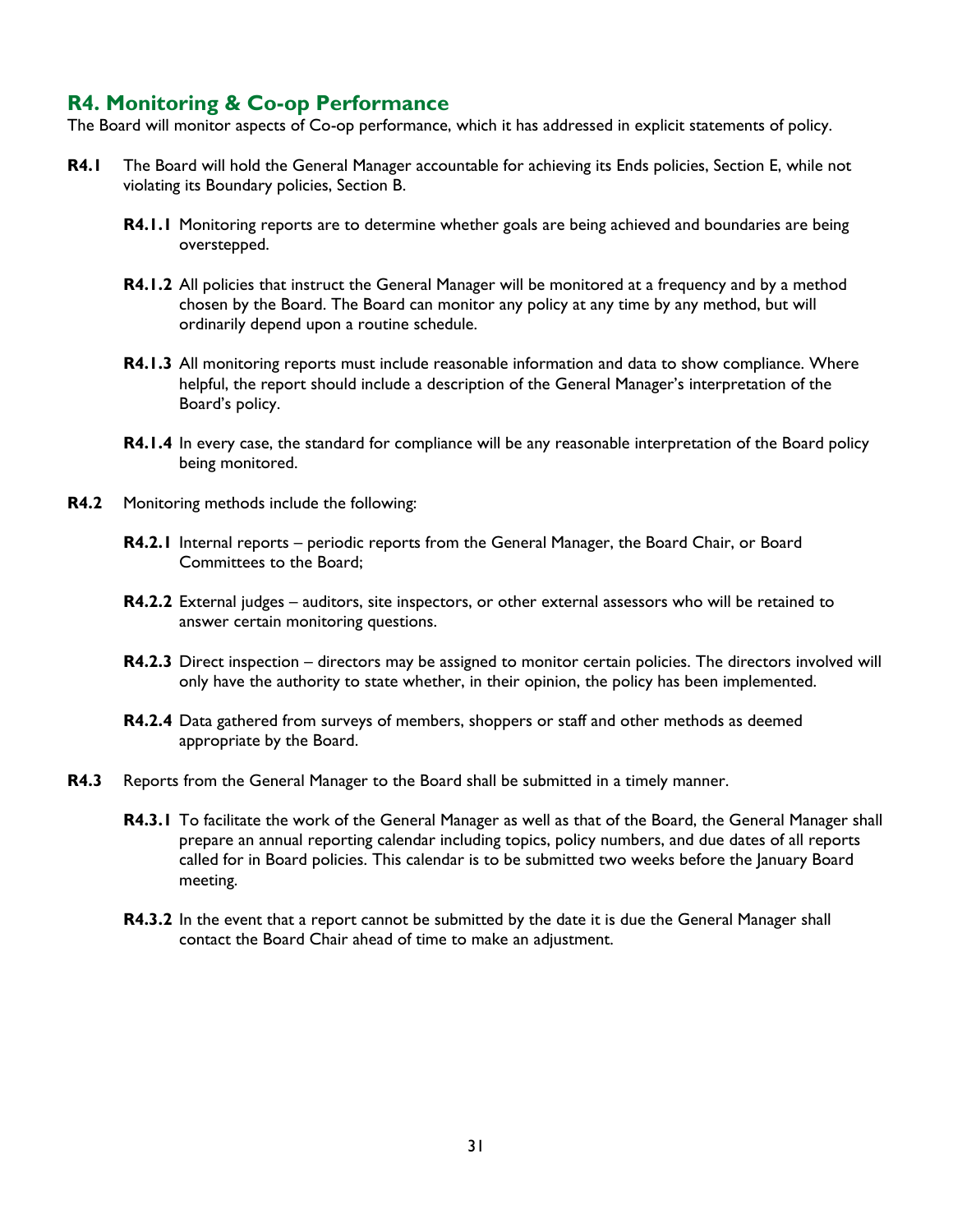## R4. Monitoring & Co-op Performance

The Board will monitor aspects of Co-op performance, which it has addressed in explicit statements of policy.

**R4.1** The Board will hold the General Manager accountable for achieving its Ends policies, Section E, while not violating its Boundary policies, Section B.

- **R4.1.1** Monitoring reports are to determine whether goals are being achieved and boundaries are being overstepped.
- **R4.1.2** All policies that instruct the General Manager will be monitored at a frequency and by a method chosen by the Board. The Board can monitor any policy at any time by any method, but will ordinarily depend upon a routine schedule.
- **R4.1.3** All monitoring reports must include reasonable information and data to show compliance. Where helpful, the report should include a description of the General Manager's interpretation of the Board's policy.
- **R4.1.4** In every case, the standard for compliance will be any reasonable interpretation of the Board policy being monitored.

**R4.2** Monitoring methods include the following:

- **R4.2.1** Internal reports – periodic reports from the General Manager, the Board Chair, or Board Committees to the Board;
- **R4.2.2** External judges – auditors, site inspectors, or other external assessors who will be retained to answer certain monitoring questions.
- **R4.2.3** Direct inspection – directors may be assigned to monitor certain policies. The directors involved will only have the authority to state whether, in their opinion, the policy has been implemented.
- **R4.2.4** Data gathered from surveys of members, shoppers or staff and other methods as deemed appropriate by the Board.

**R4.3** Reports from the General Manager to the Board shall be submitted in a timely manner.

- **R4.3.1** To facilitate the work of the General Manager as well as that of the Board, the General Manager shall prepare an annual reporting calendar including topics, policy numbers, and due dates of all reports called for in Board policies. This calendar is to be submitted two weeks before the January Board meeting.
- **R4.3.2** In the event that a report cannot be submitted by the date it is due the General Manager shall contact the Board Chair ahead of time to make an adjustment.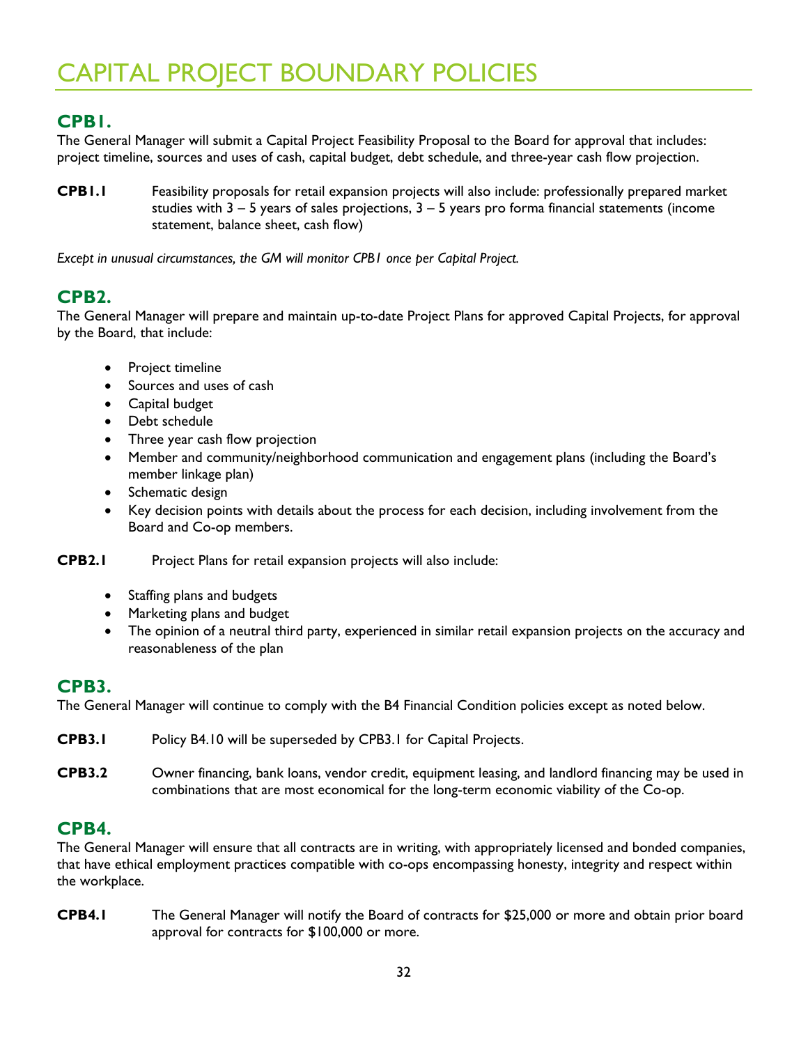# CAPITAL PROJECT BOUNDARY POLICIES

## CPB1.

The General Manager will submit a Capital Project Feasibility Proposal to the Board for approval that includes: project timeline, sources and uses of cash, capital budget, debt schedule, and three-year cash flow projection.

**CPB1.1** Feasibility proposals for retail expansion projects will also include: professionally prepared market studies with 3 – 5 years of sales projections, 3 – 5 years pro forma financial statements (income statement, balance sheet, cash flow)

*Except in unusual circumstances, the GM will monitor CPB1 once per Capital Project.*

## CPB2.

The General Manager will prepare and maintain up-to-date Project Plans for approved Capital Projects, for approval by the Board, that include:

- Project timeline
- Sources and uses of cash
- Capital budget
- Debt schedule
- Three year cash flow projection
- Member and community/neighborhood communication and engagement plans (including the Board's member linkage plan)
- Schematic design
- Key decision points with details about the process for each decision, including involvement from the Board and Co-op members.

**CPB2.1** Project Plans for retail expansion projects will also include:

- Staffing plans and budgets
- Marketing plans and budget
- The opinion of a neutral third party, experienced in similar retail expansion projects on the accuracy and reasonableness of the plan

## CPB3.

The General Manager will continue to comply with the B4 Financial Condition policies except as noted below.

**CPB3.1** Policy B4.10 will be superseded by CPB3.1 for Capital Projects.

**CPB3.2** Owner financing, bank loans, vendor credit, equipment leasing, and landlord financing may be used in combinations that are most economical for the long-term economic viability of the Co-op.

## CPB4.

The General Manager will ensure that all contracts are in writing, with appropriately licensed and bonded companies, that have ethical employment practices compatible with co-ops encompassing honesty, integrity and respect within the workplace.

**CPB4.1** The General Manager will notify the Board of contracts for $25,000 or more and obtain prior board approval for contracts for $100,000 or more.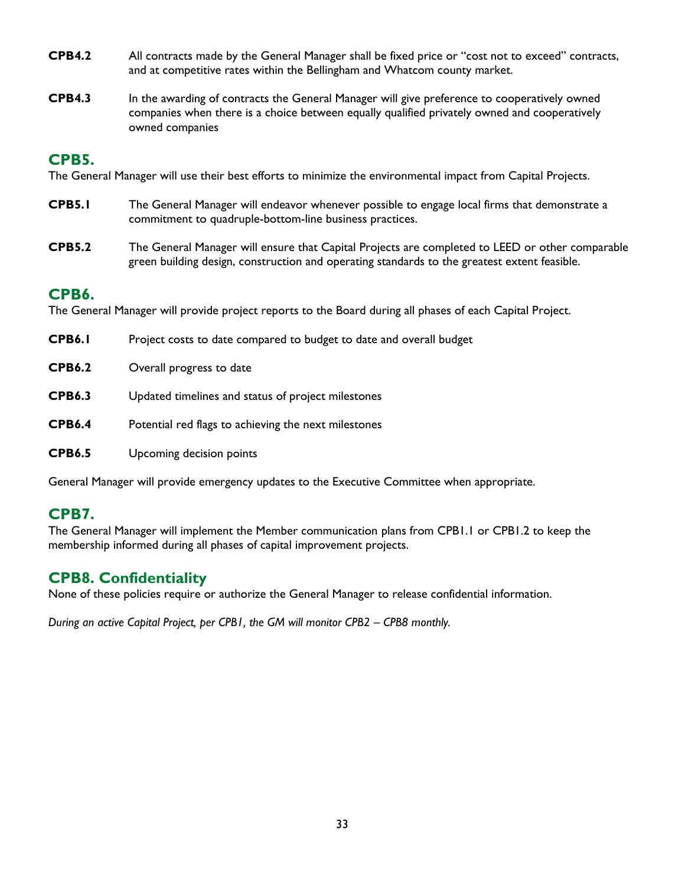**CPB4.2** All contracts made by the General Manager shall be fixed price or "cost not to exceed" contracts, and at competitive rates within the Bellingham and Whatcom county market.

**CPB4.3** In the awarding of contracts the General Manager will give preference to cooperatively owned companies when there is a choice between equally qualified privately owned and cooperatively owned companies

## CPB5.

The General Manager will use their best efforts to minimize the environmental impact from Capital Projects.

**CPB5.1** The General Manager will endeavor whenever possible to engage local firms that demonstrate a commitment to quadruple-bottom-line business practices.

**CPB5.2** The General Manager will ensure that Capital Projects are completed to LEED or other comparable green building design, construction and operating standards to the greatest extent feasible.

## CPB6.

The General Manager will provide project reports to the Board during all phases of each Capital Project.

**CPB6.1** Project costs to date compared to budget to date and overall budget

**CPB6.2** Overall progress to date

**CPB6.3** Updated timelines and status of project milestones

**CPB6.4** Potential red flags to achieving the next milestones

**CPB6.5** Upcoming decision points

General Manager will provide emergency updates to the Executive Committee when appropriate.

## CPB7.

The General Manager will implement the Member communication plans from CPB1.1 or CPB1.2 to keep the membership informed during all phases of capital improvement projects.

## CPB8. Confidentiality

None of these policies require or authorize the General Manager to release confidential information.

*During an active Capital Project, per CPB1, the GM will monitor CPB2 – CPB8 monthly.*